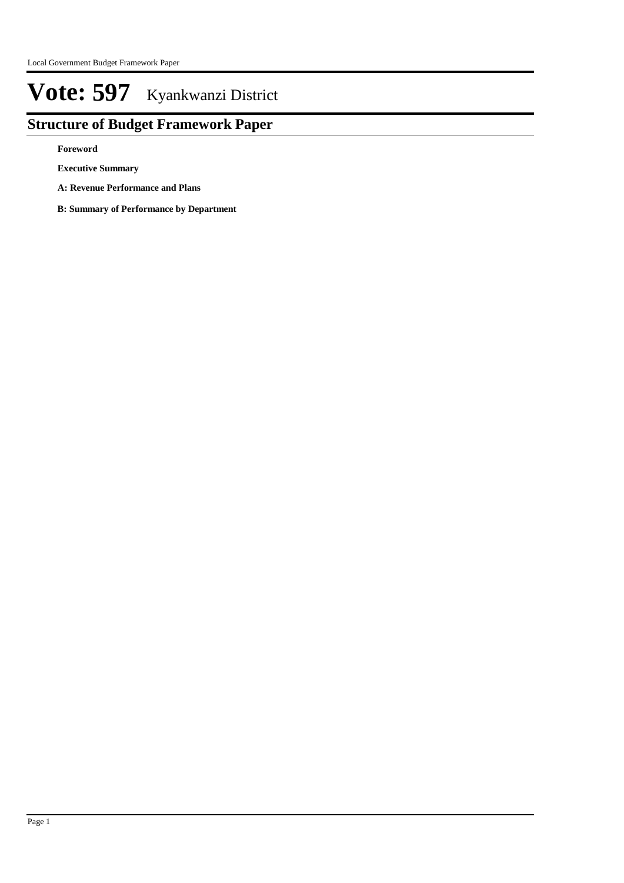# Vote: 597 Kyankwanzi District

## Structure of Budget Framework Paper

**Foreword**

**Executive Summary**

**A: Revenue Performance and Plans**

**B: Summary of Performance by Department**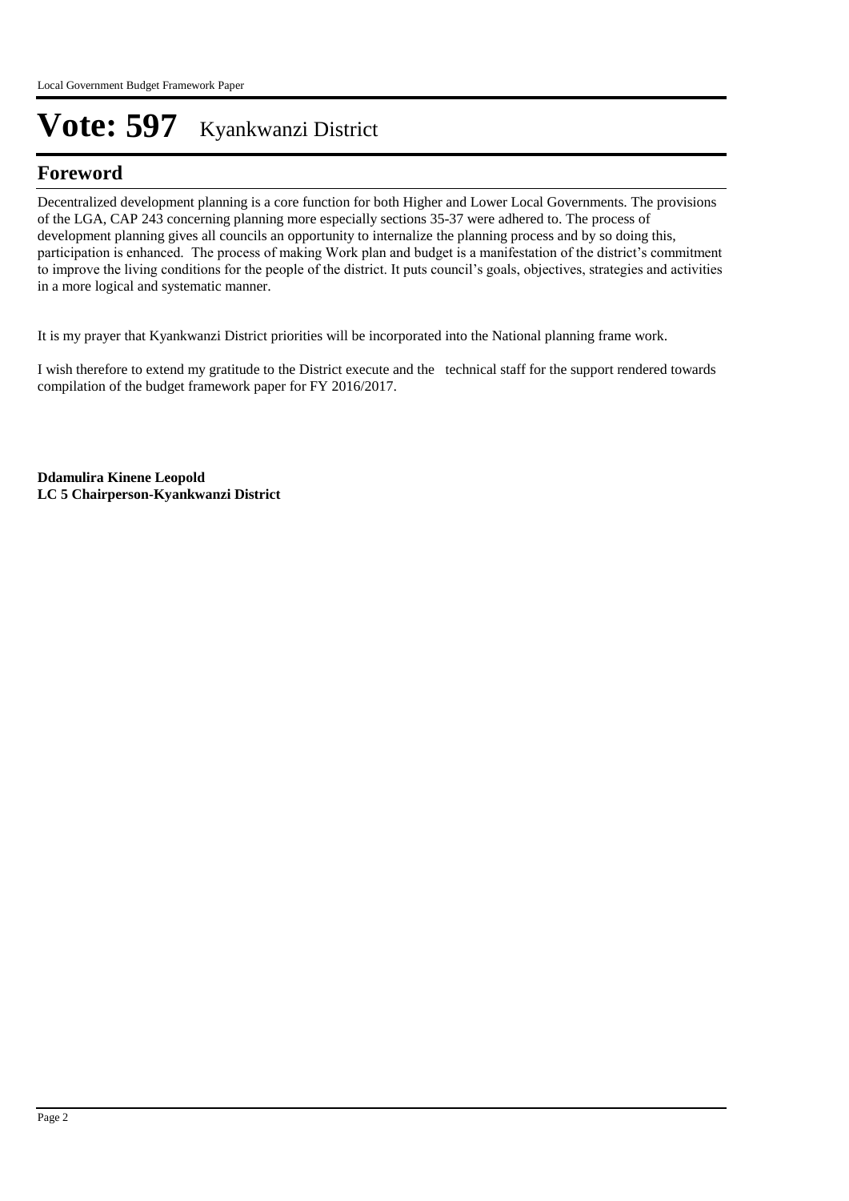# Vote: 597 Kyankwanzi District

## Foreword

Decentralized development planning is a core function for both Higher and Lower Local Governments. The provisions of the LGA, CAP 243 concerning planning more especially sections 35-37 were adhered to. The process of development planning gives all councils an opportunity to internalize the planning process and by so doing this, participation is enhanced. The process of making Work plan and budget is a manifestation of the district's commitment to improve the living conditions for the people of the district. It puts council's goals, objectives, strategies and activities in a more logical and systematic manner.

It is my prayer that Kyankwanzi District priorities will be incorporated into the National planning frame work.

I wish therefore to extend my gratitude to the District execute and the technical staff for the support rendered towards compilation of the budget framework paper for FY 2016/2017.

**Ddamulira Kinene Leopold**
**LC 5 Chairperson-Kyankwanzi District**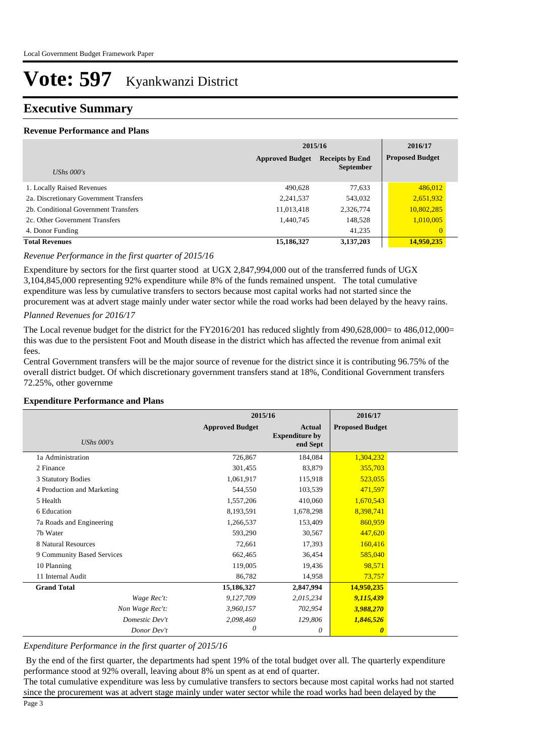# Vote: 597 Kyankwanzi District

## Executive Summary

### Revenue Performance and Plans

| UShs 000's | 2015/16 Approved Budget | 2015/16 Receipts by End September | 2016/17 Proposed Budget |
|---|---|---|---|
| 1. Locally Raised Revenues | 490,628 | 77,633 | 486,012 |
| 2a. Discretionary Government Transfers | 2,241,537 | 543,032 | 2,651,932 |
| 2b. Conditional Government Transfers | 11,013,418 | 2,326,774 | 10,802,285 |
| 2c. Other Government Transfers | 1,440,745 | 148,528 | 1,010,005 |
| 4. Donor Funding | | 41,235 | 0 |
| **Total Revenues** | **15,186,327** | **3,137,203** | **14,950,235** |

*Revenue Performance in the first quarter of 2015/16*

Expenditure by sectors for the first quarter stood at UGX 2,847,994,000 out of the transferred funds of UGX 3,104,845,000 representing 92% expenditure while 8% of the funds remained unspent. The total cumulative expenditure was less by cumulative transfers to sectors because most capital works had not started since the procurement was at advert stage mainly under water sector while the road works had been delayed by the heavy rains.

*Planned Revenues for 2016/17*

The Local revenue budget for the district for the FY2016/201 has reduced slightly from 490,628,000= to 486,012,000= this was due to the persistent Foot and Mouth disease in the district which has affected the revenue from animal exit fees.
Central Government transfers will be the major source of revenue for the district since it is contributing 96.75% of the overall district budget. Of which discretionary government transfers stand at 18%, Conditional Government transfers 72.25%, other governme

### Expenditure Performance and Plans

| UShs 000's | 2015/16 Approved Budget | 2015/16 Actual Expenditure by end Sept | 2016/17 Proposed Budget |
|---|---|---|---|
| 1a Administration | 726,867 | 184,084 | 1,304,232 |
| 2 Finance | 301,455 | 83,879 | 355,703 |
| 3 Statutory Bodies | 1,061,917 | 115,918 | 523,055 |
| 4 Production and Marketing | 544,550 | 103,539 | 471,597 |
| 5 Health | 1,557,206 | 410,060 | 1,670,543 |
| 6 Education | 8,193,591 | 1,678,298 | 8,398,741 |
| 7a Roads and Engineering | 1,266,537 | 153,409 | 860,959 |
| 7b Water | 593,290 | 30,567 | 447,620 |
| 8 Natural Resources | 72,661 | 17,393 | 160,416 |
| 9 Community Based Services | 662,465 | 36,454 | 585,040 |
| 10 Planning | 119,005 | 19,436 | 98,571 |
| 11 Internal Audit | 86,782 | 14,958 | 73,757 |
| **Grand Total** | **15,186,327** | **2,847,994** | **14,950,235** |
| *Wage Rec't:* | *9,127,709* | *2,015,234* | ***9,115,439*** |
| *Non Wage Rec't:* | *3,960,157* | *702,954* | ***3,988,270*** |
| *Domestic Dev't* | *2,098,460* | *129,806* | ***1,846,526*** |
| *Donor Dev't* | *0* | *0* | ***0*** |

*Expenditure Performance in the first quarter of 2015/16*

By the end of the first quarter, the departments had spent 19% of the total budget over all. The quarterly expenditure performance stood at 92% overall, leaving about 8% un spent as at end of quarter.
The total cumulative expenditure was less by cumulative transfers to sectors because most capital works had not started since the procurement was at advert stage mainly under water sector while the road works had been delayed by the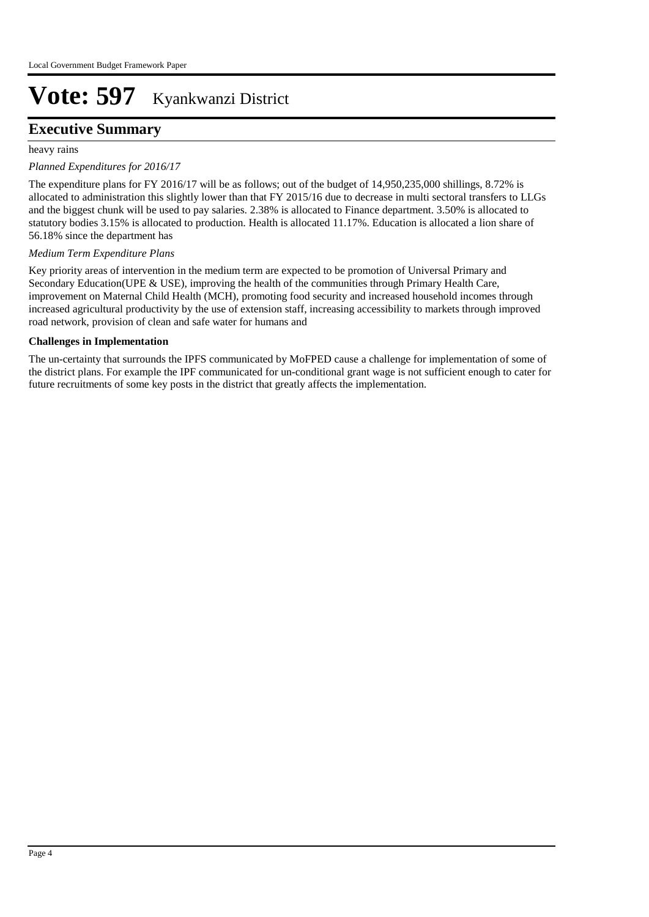# Vote: 597 Kyankwanzi District

## Executive Summary

heavy rains

*Planned Expenditures for 2016/17*

The expenditure plans for FY 2016/17 will be as follows; out of the budget of 14,950,235,000 shillings, 8.72% is allocated to administration this slightly lower than that FY 2015/16 due to decrease in multi sectoral transfers to LLGs and the biggest chunk will be used to pay salaries. 2.38% is allocated to Finance department. 3.50% is allocated to statutory bodies 3.15% is allocated to production. Health is allocated 11.17%. Education is allocated a lion share of 56.18% since the department has

*Medium Term Expenditure Plans*

Key priority areas of intervention in the medium term are expected to be promotion of Universal Primary and Secondary Education(UPE & USE), improving the health of the communities through Primary Health Care, improvement on Maternal Child Health (MCH), promoting food security and increased household incomes through increased agricultural productivity by the use of extension staff, increasing accessibility to markets through improved road network, provision of clean and safe water for humans and

**Challenges in Implementation**

The un-certainty that surrounds the IPFS communicated by MoFPED cause a challenge for implementation of some of the district plans. For example the IPF communicated for un-conditional grant wage is not sufficient enough to cater for future recruitments of some key posts in the district that greatly affects the implementation.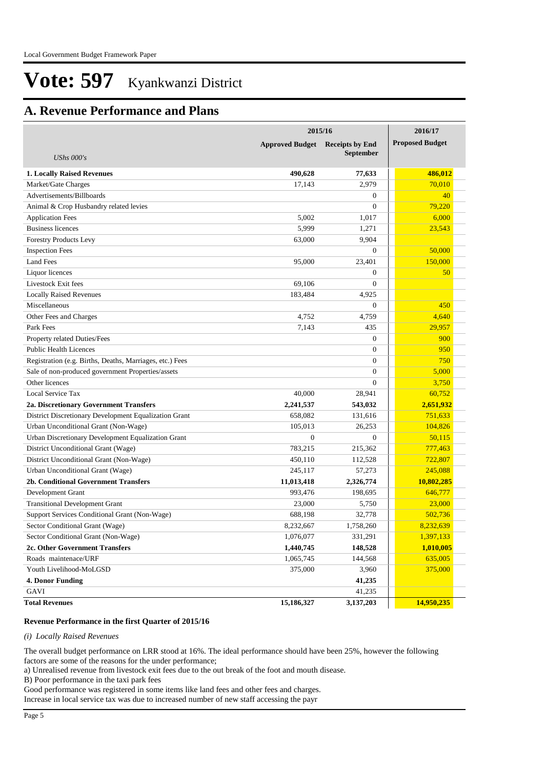# Vote: 597 Kyankwanzi District

## A. Revenue Performance and Plans

| | 2015/16 | | 2016/17 |
|---|---|---|---|
| *UShs 000's* | Approved Budget | Receipts by End September | Proposed Budget |
| **1. Locally Raised Revenues** | **490,628** | **77,633** | **486,012** |
| Market/Gate Charges | 17,143 | 2,979 | 70,010 |
| Advertisements/Billboards | | 0 | 40 |
| Animal & Crop Husbandry related levies | | 0 | 79,220 |
| Application Fees | 5,002 | 1,017 | 6,000 |
| Business licences | 5,999 | 1,271 | 23,543 |
| Forestry Products Levy | 63,000 | 9,904 | |
| Inspection Fees | | 0 | 50,000 |
| Land Fees | 95,000 | 23,401 | 150,000 |
| Liquor licences | | 0 | 50 |
| Livestock Exit fees | 69,106 | 0 | |
| Locally Raised Revenues | 183,484 | 4,925 | |
| Miscellaneous | | 0 | 450 |
| Other Fees and Charges | 4,752 | 4,759 | 4,640 |
| Park Fees | 7,143 | 435 | 29,957 |
| Property related Duties/Fees | | 0 | 900 |
| Public Health Licences | | 0 | 950 |
| Registration (e.g. Births, Deaths, Marriages, etc.) Fees | | 0 | 750 |
| Sale of non-produced government Properties/assets | | 0 | 5,000 |
| Other licences | | 0 | 3,750 |
| Local Service Tax | 40,000 | 28,941 | 60,752 |
| **2a. Discretionary Government Transfers** | **2,241,537** | **543,032** | **2,651,932** |
| District Discretionary Development Equalization Grant | 658,082 | 131,616 | 751,633 |
| Urban Unconditional Grant (Non-Wage) | 105,013 | 26,253 | 104,826 |
| Urban Discretionary Development Equalization Grant | 0 | 0 | 50,115 |
| District Unconditional Grant (Wage) | 783,215 | 215,362 | 777,463 |
| District Unconditional Grant (Non-Wage) | 450,110 | 112,528 | 722,807 |
| Urban Unconditional Grant (Wage) | 245,117 | 57,273 | 245,088 |
| **2b. Conditional Government Transfers** | **11,013,418** | **2,326,774** | **10,802,285** |
| Development Grant | 993,476 | 198,695 | 646,777 |
| Transitional Development Grant | 23,000 | 5,750 | 23,000 |
| Support Services Conditional Grant (Non-Wage) | 688,198 | 32,778 | 502,736 |
| Sector Conditional Grant (Wage) | 8,232,667 | 1,758,260 | 8,232,639 |
| Sector Conditional Grant (Non-Wage) | 1,076,077 | 331,291 | 1,397,133 |
| **2c. Other Government Transfers** | **1,440,745** | **148,528** | **1,010,005** |
| Roads maintenace/URF | 1,065,745 | 144,568 | 635,005 |
| Youth Livelihood-MoLGSD | 375,000 | 3,960 | 375,000 |
| **4. Donor Funding** | | **41,235** | |
| GAVI | | 41,235 | |
| **Total Revenues** | **15,186,327** | **3,137,203** | **14,950,235** |

**Revenue Performance in the first Quarter of 2015/16**

*(i) Locally Raised Revenues*

The overall budget performance on LRR stood at 16%. The ideal performance should have been 25%, however the following factors are some of the reasons for the under performance;

a) Unrealised revenue from livestock exit fees due to the out break of the foot and mouth disease.

B) Poor performance in the taxi park fees

Good performance was registered in some items like land fees and other fees and charges.

Increase in local service tax was due to increased number of new staff accessing the payr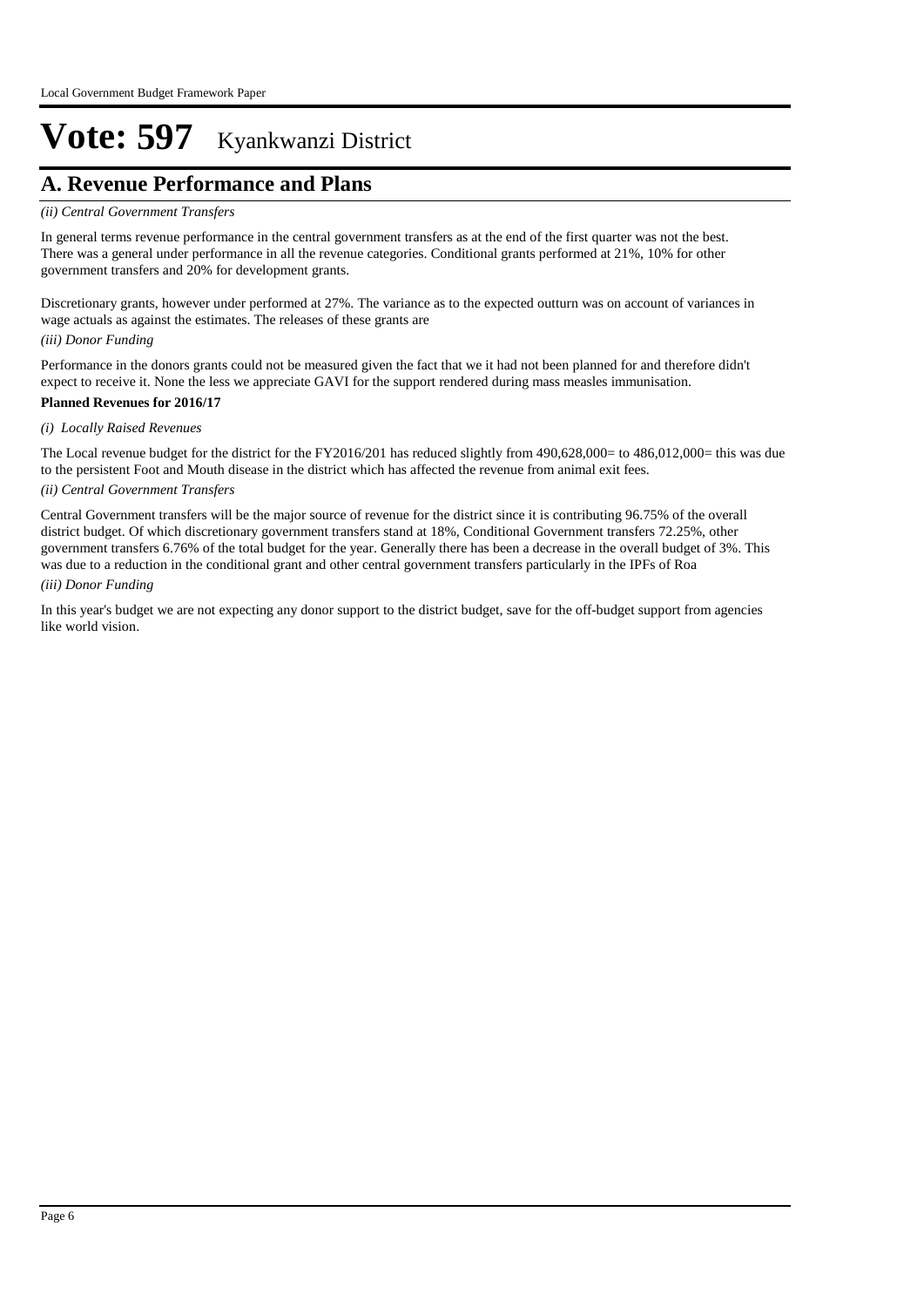# Vote: 597 Kyankwanzi District

## A. Revenue Performance and Plans

*(ii) Central Government Transfers*

In general terms revenue performance in the central government transfers as at the end of the first quarter was not the best. There was a general under performance in all the revenue categories. Conditional grants performed at 21%, 10% for other government transfers and 20% for development grants.

Discretionary grants, however under performed at 27%. The variance as to the expected outturn was on account of variances in wage actuals as against the estimates. The releases of these grants are

*(iii) Donor Funding*

Performance in the donors grants could not be measured given the fact that we it had not been planned for and therefore didn't expect to receive it. None the less we appreciate GAVI for the support rendered during mass measles immunisation.

**Planned Revenues for 2016/17**

*(i) Locally Raised Revenues*

The Local revenue budget for the district for the FY2016/201 has reduced slightly from 490,628,000= to 486,012,000= this was due to the persistent Foot and Mouth disease in the district which has affected the revenue from animal exit fees.

*(ii) Central Government Transfers*

Central Government transfers will be the major source of revenue for the district since it is contributing 96.75% of the overall district budget. Of which discretionary government transfers stand at 18%, Conditional Government transfers 72.25%, other government transfers 6.76% of the total budget for the year. Generally there has been a decrease in the overall budget of 3%. This was due to a reduction in the conditional grant and other central government transfers particularly in the IPFs of Roa

*(iii) Donor Funding*

In this year's budget we are not expecting any donor support to the district budget, save for the off-budget support from agencies like world vision.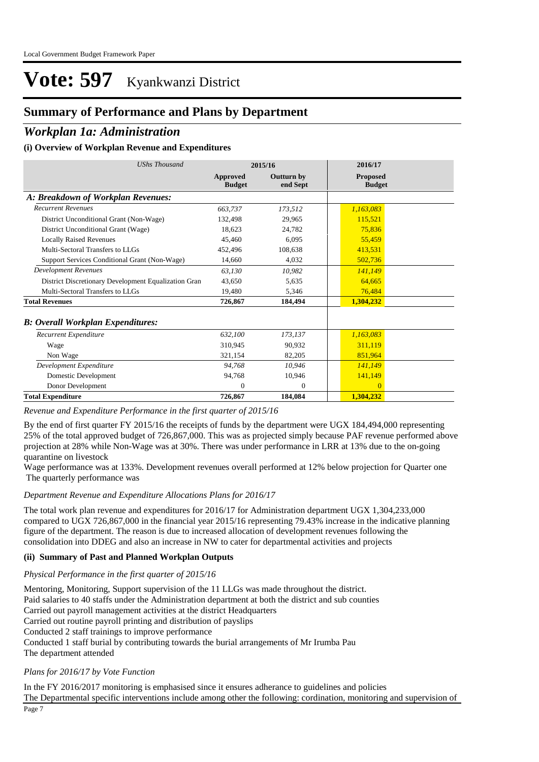# Vote: 597 Kyankwanzi District

## Summary of Performance and Plans by Department

## *Workplan 1a: Administration*

### (i) Overview of Workplan Revenue and Expenditures

| *UShs Thousand* | 2015/16 | | 2016/17 |
|---|---|---|---|
| | **Approved Budget** | **Outturn by end Sept** | **Proposed Budget** |
| ***A: Breakdown of Workplan Revenues:*** | | | |
| *Recurrent Revenues* | *663,737* | *173,512* | *1,163,083* |
| District Unconditional Grant (Non-Wage) | 132,498 | 29,965 | 115,521 |
| District Unconditional Grant (Wage) | 18,623 | 24,782 | 75,836 |
| Locally Raised Revenues | 45,460 | 6,095 | 55,459 |
| Multi-Sectoral Transfers to LLGs | 452,496 | 108,638 | 413,531 |
| Support Services Conditional Grant (Non-Wage) | 14,660 | 4,032 | 502,736 |
| *Development Revenues* | *63,130* | *10,982* | *141,149* |
| District Discretionary Development Equalization Gran | 43,650 | 5,635 | 64,665 |
| Multi-Sectoral Transfers to LLGs | 19,480 | 5,346 | 76,484 |
| **Total Revenues** | **726,867** | **184,494** | **1,304,232** |
| ***B: Overall Workplan Expenditures:*** | | | |
| *Recurrent Expenditure* | *632,100* | *173,137* | *1,163,083* |
| Wage | 310,945 | 90,932 | 311,119 |
| Non Wage | 321,154 | 82,205 | 851,964 |
| *Development Expenditure* | *94,768* | *10,946* | *141,149* |
| Domestic Development | 94,768 | 10,946 | 141,149 |
| Donor Development | 0 | 0 | 0 |
| **Total Expenditure** | **726,867** | **184,084** | **1,304,232** |

*Revenue and Expenditure Performance in the first quarter of 2015/16*

By the end of first quarter FY 2015/16 the receipts of funds by the department were UGX 184,494,000 representing 25% of the total approved budget of 726,867,000. This was as projected simply because PAF revenue performed above projection at 28% while Non-Wage was at 30%. There was under performance in LRR at 13% due to the on-going quarantine on livestock
Wage performance was at 133%. Development revenues overall performed at 12% below projection for Quarter one
The quarterly performance was

*Department Revenue and Expenditure Allocations Plans for 2016/17*

The total work plan revenue and expenditures for 2016/17 for Administration department UGX 1,304,233,000 compared to UGX 726,867,000 in the financial year 2015/16 representing 79.43% increase in the indicative planning figure of the department. The reason is due to increased allocation of development revenues following the consolidation into DDEG and also an increase in NW to cater for departmental activities and projects

### (ii) Summary of Past and Planned Workplan Outputs

*Physical Performance in the first quarter of 2015/16*

Mentoring, Monitoring, Support supervision of the 11 LLGs was made throughout the district.
Paid salaries to 40 staffs under the Administration department at both the district and sub counties
Carried out payroll management activities at the district Headquarters
Carried out routine payroll printing and distribution of payslips
Conducted 2 staff trainings to improve performance
Conducted 1 staff burial by contributing towards the burial arrangements of Mr Irumba Pau
The department attended

*Plans for 2016/17 by Vote Function*

In the FY 2016/2017 monitoring is emphasised since it ensures adherance to guidelines and policies
The Departmental specific interventions include among other the following: cordination, monitoring and supervision of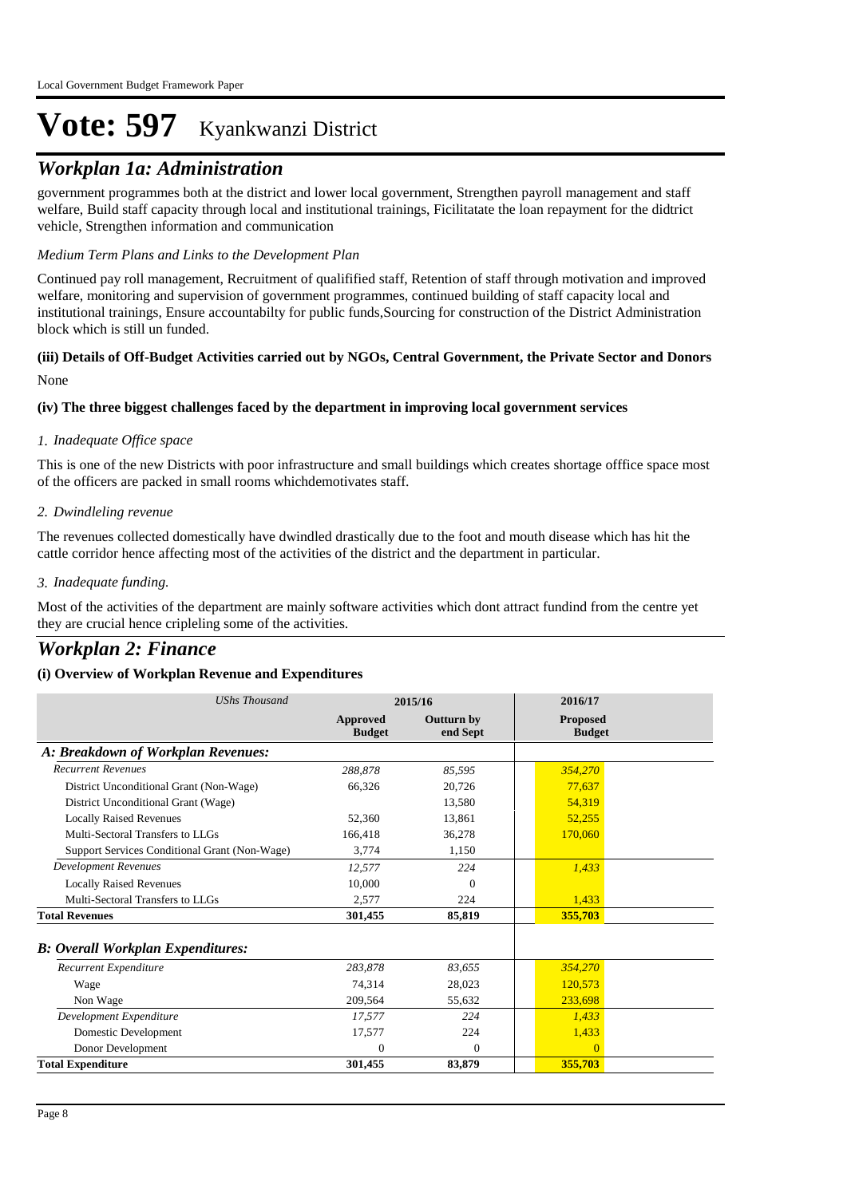# Vote: 597 Kyankwanzi District

## Workplan 1a: Administration

government programmes both at the district and lower local government, Strengthen payroll management and staff welfare, Build staff capacity through local and institutional trainings, Ficilitatate the loan repayment for the didtrict vehicle, Strengthen information and communication

*Medium Term Plans and Links to the Development Plan*

Continued pay roll management, Recruitment of qualifified staff, Retention of staff through motivation and improved welfare, monitoring and supervision of government programmes, continued building of staff capacity local and institutional trainings, Ensure accountabilty for public funds,Sourcing for construction of the District Administration block which is still un funded.

**(iii) Details of Off-Budget Activities carried out by NGOs, Central Government, the Private Sector and Donors**

None

**(iv) The three biggest challenges faced by the department in improving local government services**

*1. Inadequate Office space*

This is one of the new Districts with poor infrastructure and small buildings which creates shortage offfice space most of the officers are packed in small rooms whichdemotivates staff.

*2. Dwindleling revenue*

The revenues collected domestically have dwindled drastically due to the foot and mouth disease which has hit the cattle corridor hence affecting most of the activities of the district and the department in particular.

*3. Inadequate funding.*

Most of the activities of the department are mainly software activities which dont attract fundind from the centre yet they are crucial hence cripleling some of the activities.

## Workplan 2: Finance

**(i) Overview of Workplan Revenue and Expenditures**

| *UShs Thousand* | 2015/16 | | 2016/17 |
|---|---|---|---|
| | **Approved Budget** | **Outturn by end Sept** | **Proposed Budget** |
| ***A: Breakdown of Workplan Revenues:*** | | | |
| *Recurrent Revenues* | *288,878* | *85,595* | *354,270* |
| District Unconditional Grant (Non-Wage) | 66,326 | 20,726 | 77,637 |
| District Unconditional Grant (Wage) | | 13,580 | 54,319 |
| Locally Raised Revenues | 52,360 | 13,861 | 52,255 |
| Multi-Sectoral Transfers to LLGs | 166,418 | 36,278 | 170,060 |
| Support Services Conditional Grant (Non-Wage) | 3,774 | 1,150 | |
| *Development Revenues* | *12,577* | *224* | *1,433* |
| Locally Raised Revenues | 10,000 | 0 | |
| Multi-Sectoral Transfers to LLGs | 2,577 | 224 | 1,433 |
| **Total Revenues** | **301,455** | **85,819** | **355,703** |
| ***B: Overall Workplan Expenditures:*** | | | |
| *Recurrent Expenditure* | *283,878* | *83,655* | *354,270* |
| Wage | 74,314 | 28,023 | 120,573 |
| Non Wage | 209,564 | 55,632 | 233,698 |
| *Development Expenditure* | *17,577* | *224* | *1,433* |
| Domestic Development | 17,577 | 224 | 1,433 |
| Donor Development | 0 | 0 | 0 |
| **Total Expenditure** | **301,455** | **83,879** | **355,703** |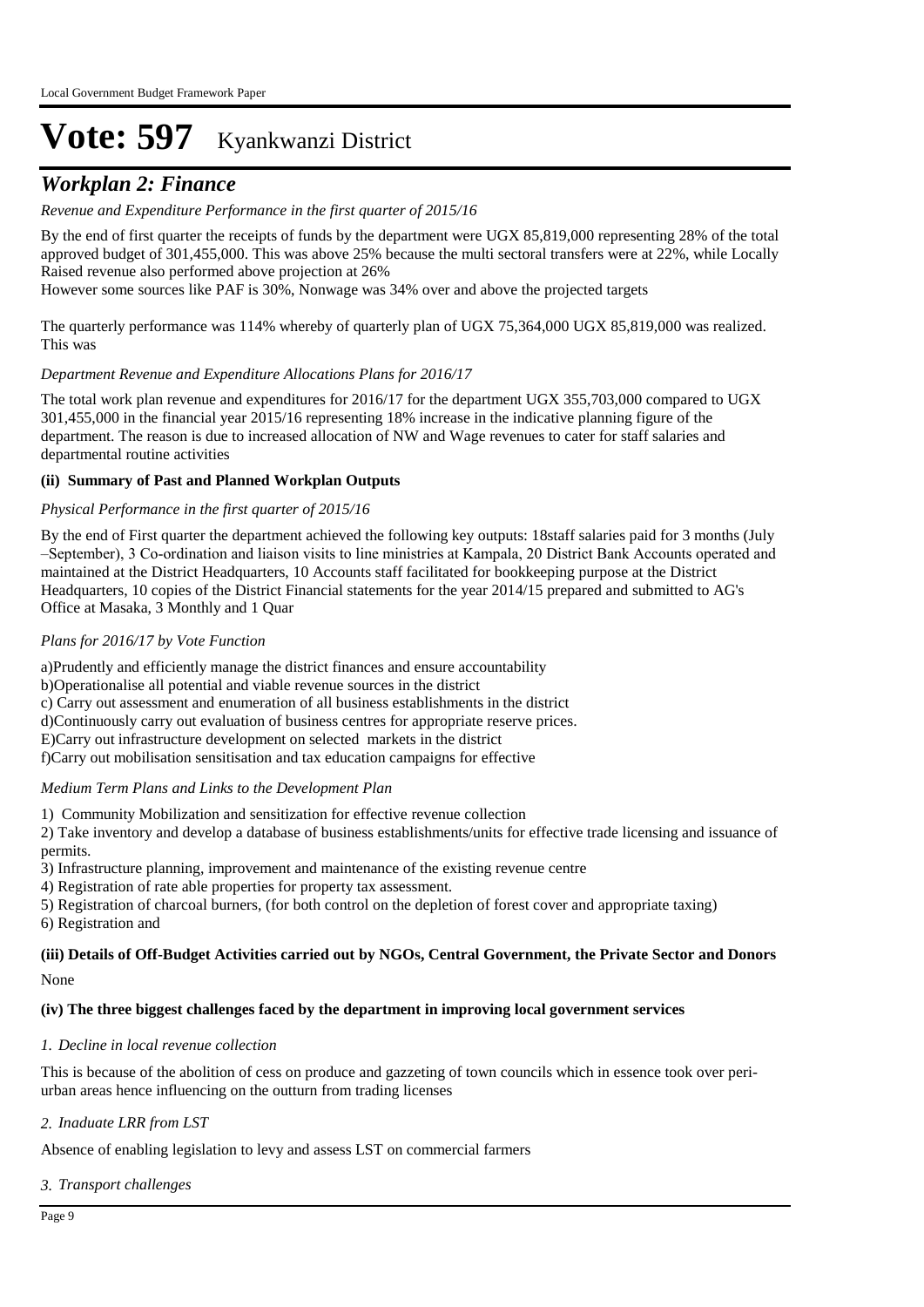# Vote: 597 Kyankwanzi District

## *Workplan 2: Finance*

*Revenue and Expenditure Performance in the first quarter of 2015/16*

By the end of first quarter the receipts of funds by the department were UGX 85,819,000 representing 28% of the total approved budget of 301,455,000. This was above 25% because the multi sectoral transfers were at 22%, while Locally Raised revenue also performed above projection at 26%
However some sources like PAF is 30%, Nonwage was 34% over and above the projected targets

The quarterly performance was 114% whereby of quarterly plan of UGX 75,364,000 UGX 85,819,000 was realized. This was

*Department Revenue and Expenditure Allocations Plans for 2016/17*

The total work plan revenue and expenditures for 2016/17 for the department UGX 355,703,000 compared to UGX 301,455,000 in the financial year 2015/16 representing 18% increase in the indicative planning figure of the department. The reason is due to increased allocation of NW and Wage revenues to cater for staff salaries and departmental routine activities

**(ii) Summary of Past and Planned Workplan Outputs**

*Physical Performance in the first quarter of 2015/16*

By the end of First quarter the department achieved the following key outputs: 18staff salaries paid for 3 months (July –September), 3 Co-ordination and liaison visits to line ministries at Kampala, 20 District Bank Accounts operated and maintained at the District Headquarters, 10 Accounts staff facilitated for bookkeeping purpose at the District Headquarters, 10 copies of the District Financial statements for the year 2014/15 prepared and submitted to AG's Office at Masaka, 3 Monthly and 1 Quar

*Plans for 2016/17 by Vote Function*

a)Prudently and efficiently manage the district finances and ensure accountability
b)Operationalise all potential and viable revenue sources in the district
c) Carry out assessment and enumeration of all business establishments in the district
d)Continuously carry out evaluation of business centres for appropriate reserve prices.
E)Carry out infrastructure development on selected markets in the district
f)Carry out mobilisation sensitisation and tax education campaigns for effective

*Medium Term Plans and Links to the Development Plan*

1) Community Mobilization and sensitization for effective revenue collection
2) Take inventory and develop a database of business establishments/units for effective trade licensing and issuance of permits.
3) Infrastructure planning, improvement and maintenance of the existing revenue centre
4) Registration of rate able properties for property tax assessment.
5) Registration of charcoal burners, (for both control on the depletion of forest cover and appropriate taxing)
6) Registration and

**(iii) Details of Off-Budget Activities carried out by NGOs, Central Government, the Private Sector and Donors**

None

**(iv) The three biggest challenges faced by the department in improving local government services**

*1. Decline in local revenue collection*

This is because of the abolition of cess on produce and gazzeting of town councils which in essence took over peri-urban areas hence influencing on the outturn from trading licenses

*2. Inaduate LRR from LST*

Absence of enabling legislation to levy and assess LST on commercial farmers

*3. Transport challenges*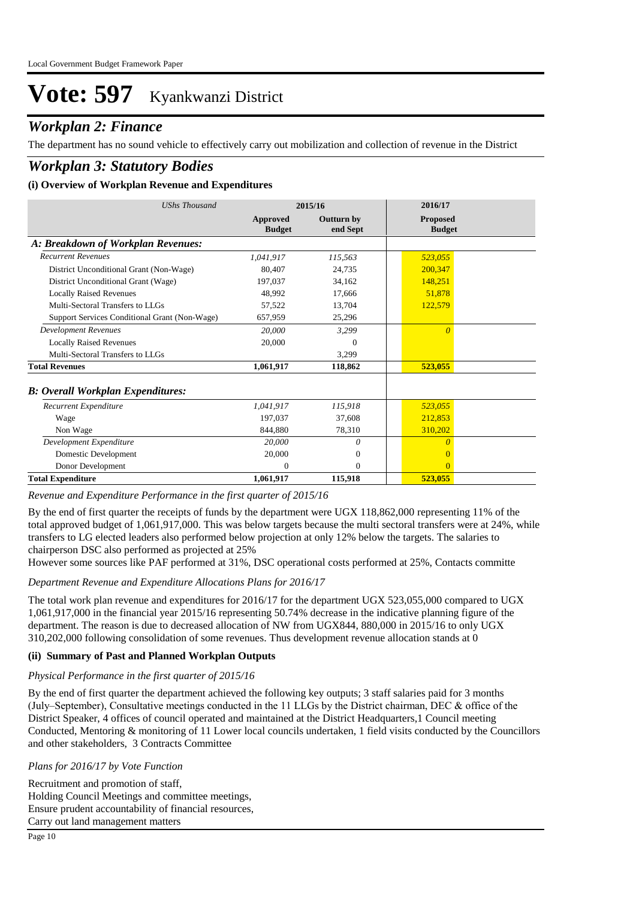# Vote: 597 Kyankwanzi District

## *Workplan 2: Finance*

The department has no sound vehicle to effectively carry out mobilization and collection of revenue in the District

## *Workplan 3: Statutory Bodies*

### (i) Overview of Workplan Revenue and Expenditures

| *UShs Thousand* | 2015/16 | | 2016/17 |
|---|---|---|---|
| | **Approved Budget** | **Outturn by end Sept** | **Proposed Budget** |
| ***A: Breakdown of Workplan Revenues:*** | | | |
| *Recurrent Revenues* | *1,041,917* | *115,563* | *523,055* |
| District Unconditional Grant (Non-Wage) | 80,407 | 24,735 | 200,347 |
| District Unconditional Grant (Wage) | 197,037 | 34,162 | 148,251 |
| Locally Raised Revenues | 48,992 | 17,666 | 51,878 |
| Multi-Sectoral Transfers to LLGs | 57,522 | 13,704 | 122,579 |
| Support Services Conditional Grant (Non-Wage) | 657,959 | 25,296 | |
| *Development Revenues* | *20,000* | *3,299* | *0* |
| Locally Raised Revenues | 20,000 | 0 | |
| Multi-Sectoral Transfers to LLGs | | 3,299 | |
| **Total Revenues** | **1,061,917** | **118,862** | **523,055** |
| ***B: Overall Workplan Expenditures:*** | | | |
| *Recurrent Expenditure* | *1,041,917* | *115,918* | *523,055* |
| Wage | 197,037 | 37,608 | 212,853 |
| Non Wage | 844,880 | 78,310 | 310,202 |
| *Development Expenditure* | *20,000* | *0* | *0* |
| Domestic Development | 20,000 | 0 | 0 |
| Donor Development | 0 | 0 | 0 |
| **Total Expenditure** | **1,061,917** | **115,918** | **523,055** |

*Revenue and Expenditure Performance in the first quarter of 2015/16*

By the end of first quarter the receipts of funds by the department were UGX 118,862,000 representing 11% of the total approved budget of 1,061,917,000. This was below targets because the multi sectoral transfers were at 24%, while transfers to LG elected leaders also performed below projection at only 12% below the targets. The salaries to chairperson DSC also performed as projected at 25%
However some sources like PAF performed at 31%, DSC operational costs performed at 25%, Contacts committe

*Department Revenue and Expenditure Allocations Plans for 2016/17*

The total work plan revenue and expenditures for 2016/17 for the department UGX 523,055,000 compared to UGX 1,061,917,000 in the financial year 2015/16 representing 50.74% decrease in the indicative planning figure of the department. The reason is due to decreased allocation of NW from UGX844, 880,000 in 2015/16 to only UGX 310,202,000 following consolidation of some revenues. Thus development revenue allocation stands at 0

### (ii) Summary of Past and Planned Workplan Outputs

*Physical Performance in the first quarter of 2015/16*

By the end of first quarter the department achieved the following key outputs; 3 staff salaries paid for 3 months (July–September), Consultative meetings conducted in the 11 LLGs by the District chairman, DEC & office of the District Speaker, 4 offices of council operated and maintained at the District Headquarters,1 Council meeting Conducted, Mentoring & monitoring of 11 Lower local councils undertaken, 1 field visits conducted by the Councillors and other stakeholders, 3 Contracts Committee

*Plans for 2016/17 by Vote Function*

Recruitment and promotion of staff,
Holding Council Meetings and committee meetings,
Ensure prudent accountability of financial resources,
Carry out land management matters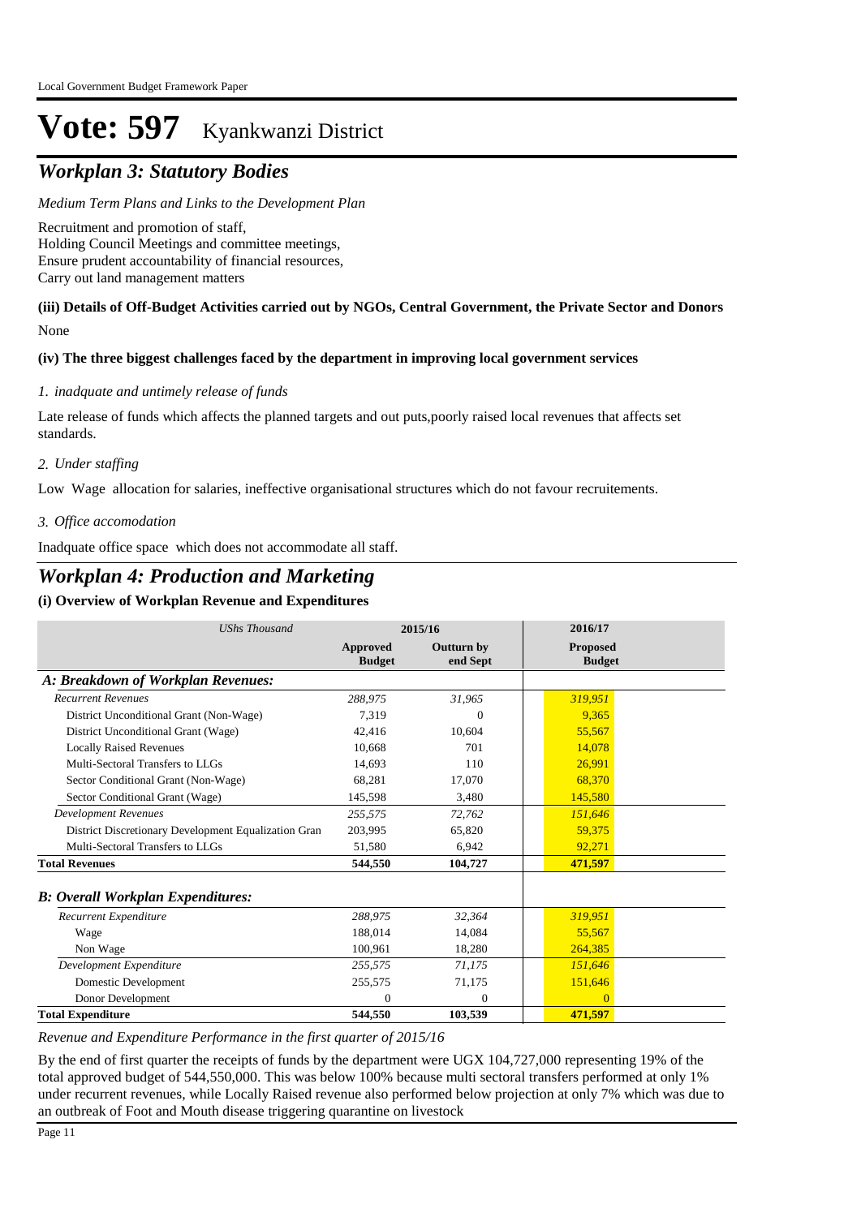# Vote: 597 Kyankwanzi District

## *Workplan 3: Statutory Bodies*

*Medium Term Plans and Links to the Development Plan*

Recruitment and promotion of staff,
Holding Council Meetings and committee meetings,
Ensure prudent accountability of financial resources,
Carry out land management matters

**(iii) Details of Off-Budget Activities carried out by NGOs, Central Government, the Private Sector and Donors**

None

**(iv) The three biggest challenges faced by the department in improving local government services**

*1. inadquate and untimely release of funds*

Late release of funds which affects the planned targets and out puts,poorly raised local revenues that affects set standards.

*2. Under staffing*

Low Wage allocation for salaries, ineffective organisational structures which do not favour recruitements.

*3. Office accomodation*

Inadquate office space which does not accommodate all staff.

## *Workplan 4: Production and Marketing*

**(i) Overview of Workplan Revenue and Expenditures**

| *UShs Thousand* | 2015/16 | | 2016/17 |
|---|---|---|---|
| | **Approved Budget** | **Outturn by end Sept** | **Proposed Budget** |
| ***A: Breakdown of Workplan Revenues:*** | | | |
| *Recurrent Revenues* | *288,975* | *31,965* | *319,951* |
| District Unconditional Grant (Non-Wage) | 7,319 | 0 | 9,365 |
| District Unconditional Grant (Wage) | 42,416 | 10,604 | 55,567 |
| Locally Raised Revenues | 10,668 | 701 | 14,078 |
| Multi-Sectoral Transfers to LLGs | 14,693 | 110 | 26,991 |
| Sector Conditional Grant (Non-Wage) | 68,281 | 17,070 | 68,370 |
| Sector Conditional Grant (Wage) | 145,598 | 3,480 | 145,580 |
| *Development Revenues* | *255,575* | *72,762* | *151,646* |
| District Discretionary Development Equalization Gran | 203,995 | 65,820 | 59,375 |
| Multi-Sectoral Transfers to LLGs | 51,580 | 6,942 | 92,271 |
| **Total Revenues** | **544,550** | **104,727** | **471,597** |
| ***B: Overall Workplan Expenditures:*** | | | |
| *Recurrent Expenditure* | *288,975* | *32,364* | *319,951* |
| Wage | 188,014 | 14,084 | 55,567 |
| Non Wage | 100,961 | 18,280 | 264,385 |
| *Development Expenditure* | *255,575* | *71,175* | *151,646* |
| Domestic Development | 255,575 | 71,175 | 151,646 |
| Donor Development | 0 | 0 | 0 |
| **Total Expenditure** | **544,550** | **103,539** | **471,597** |

*Revenue and Expenditure Performance in the first quarter of 2015/16*

By the end of first quarter the receipts of funds by the department were UGX 104,727,000 representing 19% of the total approved budget of 544,550,000. This was below 100% because multi sectoral transfers performed at only 1% under recurrent revenues, while Locally Raised revenue also performed below projection at only 7% which was due to an outbreak of Foot and Mouth disease triggering quarantine on livestock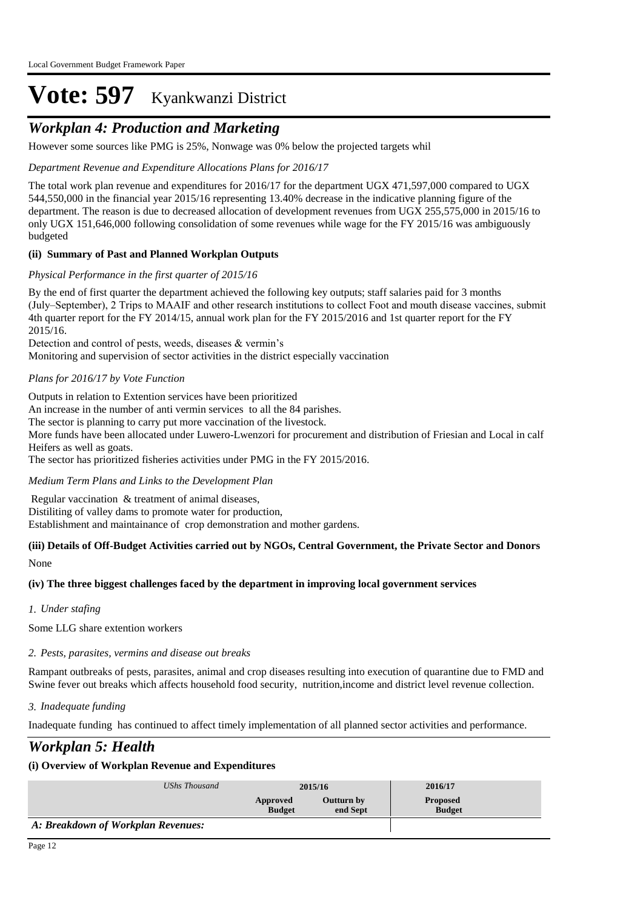# Vote: 597 Kyankwanzi District

## *Workplan 4: Production and Marketing*

However some sources like PMG is 25%, Nonwage was 0% below the projected targets whil

*Department Revenue and Expenditure Allocations Plans for 2016/17*

The total work plan revenue and expenditures for 2016/17 for the department UGX 471,597,000 compared to UGX 544,550,000 in the financial year 2015/16 representing 13.40% decrease in the indicative planning figure of the department. The reason is due to decreased allocation of development revenues from UGX 255,575,000 in 2015/16 to only UGX 151,646,000 following consolidation of some revenues while wage for the FY 2015/16 was ambiguously budgeted

### (ii) Summary of Past and Planned Workplan Outputs

*Physical Performance in the first quarter of 2015/16*

By the end of first quarter the department achieved the following key outputs; staff salaries paid for 3 months (July–September), 2 Trips to MAAIF and other research institutions to collect Foot and mouth disease vaccines, submit 4th quarter report for the FY 2014/15, annual work plan for the FY 2015/2016 and 1st quarter report for the FY 2015/16.
Detection and control of pests, weeds, diseases & vermin's
Monitoring and supervision of sector activities in the district especially vaccination

*Plans for 2016/17 by Vote Function*

Outputs in relation to Extention services have been prioritized
An increase in the number of anti vermin services to all the 84 parishes.
The sector is planning to carry put more vaccination of the livestock.
More funds have been allocated under Luwero-Lwenzori for procurement and distribution of Friesian and Local in calf Heifers as well as goats.
The sector has prioritized fisheries activities under PMG in the FY 2015/2016.

*Medium Term Plans and Links to the Development Plan*

Regular vaccination & treatment of animal diseases,
Distiliting of valley dams to promote water for production,
Establishment and maintainance of crop demonstration and mother gardens.

### (iii) Details of Off-Budget Activities carried out by NGOs, Central Government, the Private Sector and Donors

None

### (iv) The three biggest challenges faced by the department in improving local government services

*1. Under stafing*

Some LLG share extention workers

*2. Pests, parasites, vermins and disease out breaks*

Rampant outbreaks of pests, parasites, animal and crop diseases resulting into execution of quarantine due to FMD and Swine fever out breaks which affects household food security, nutrition,income and district level revenue collection.

*3. Inadequate funding*

Inadequate funding has continued to affect timely implementation of all planned sector activities and performance.

## *Workplan 5: Health*

### (i) Overview of Workplan Revenue and Expenditures

| *UShs Thousand* | 2015/16 | | 2016/17 |
|---|---|---|---|
| | Approved Budget | Outturn by end Sept | Proposed Budget |
| ***A: Breakdown of Workplan Revenues:*** | | | |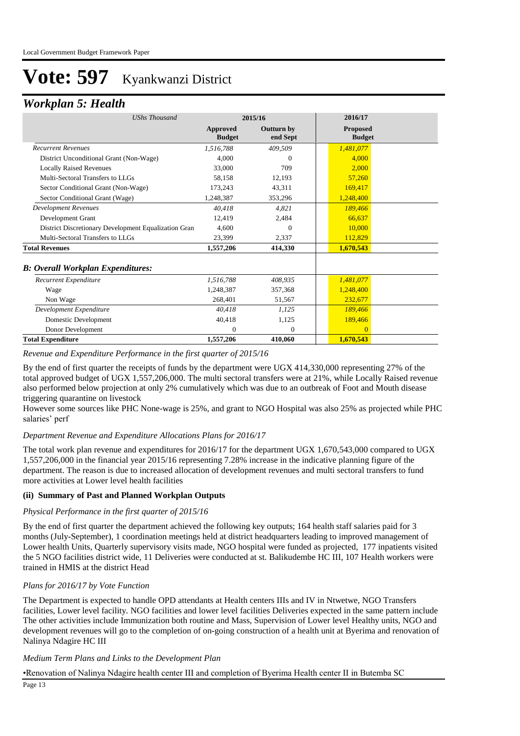# Vote: 597 Kyankwanzi District

## *Workplan 5: Health*

| *UShs Thousand* | 2015/16 | | 2016/17 |
|---|---|---|---|
| | **Approved Budget** | **Outturn by end Sept** | **Proposed Budget** |
| *Recurrent Revenues* | *1,516,788* | *409,509* | *1,481,077* |
| District Unconditional Grant (Non-Wage) | 4,000 | 0 | 4,000 |
| Locally Raised Revenues | 33,000 | 709 | 2,000 |
| Multi-Sectoral Transfers to LLGs | 58,158 | 12,193 | 57,260 |
| Sector Conditional Grant (Non-Wage) | 173,243 | 43,311 | 169,417 |
| Sector Conditional Grant (Wage) | 1,248,387 | 353,296 | 1,248,400 |
| *Development Revenues* | *40,418* | *4,821* | *189,466* |
| Development Grant | 12,419 | 2,484 | 66,637 |
| District Discretionary Development Equalization Gran | 4,600 | 0 | 10,000 |
| Multi-Sectoral Transfers to LLGs | 23,399 | 2,337 | 112,829 |
| **Total Revenues** | **1,557,206** | **414,330** | **1,670,543** |
| ***B: Overall Workplan Expenditures:*** | | | |
| *Recurrent Expenditure* | *1,516,788* | *408,935* | *1,481,077* |
| Wage | 1,248,387 | 357,368 | 1,248,400 |
| Non Wage | 268,401 | 51,567 | 232,677 |
| *Development Expenditure* | *40,418* | *1,125* | *189,466* |
| Domestic Development | 40,418 | 1,125 | 189,466 |
| Donor Development | 0 | 0 | 0 |
| **Total Expenditure** | **1,557,206** | **410,060** | **1,670,543** |

*Revenue and Expenditure Performance in the first quarter of 2015/16*

By the end of first quarter the receipts of funds by the department were UGX 414,330,000 representing 27% of the total approved budget of UGX 1,557,206,000. The multi sectoral transfers were at 21%, while Locally Raised revenue also performed below projection at only 2% cumulatively which was due to an outbreak of Foot and Mouth disease triggering quarantine on livestock
However some sources like PHC None-wage is 25%, and grant to NGO Hospital was also 25% as projected while PHC salaries' perf

*Department Revenue and Expenditure Allocations Plans for 2016/17*

The total work plan revenue and expenditures for 2016/17 for the department UGX 1,670,543,000 compared to UGX 1,557,206,000 in the financial year 2015/16 representing 7.28% increase in the indicative planning figure of the department. The reason is due to increased allocation of development revenues and multi sectoral transfers to fund more activities at Lower level health facilities

**(ii) Summary of Past and Planned Workplan Outputs**

*Physical Performance in the first quarter of 2015/16*

By the end of first quarter the department achieved the following key outputs; 164 health staff salaries paid for 3 months (July-September), 1 coordination meetings held at district headquarters leading to improved management of Lower health Units, Quarterly supervisory visits made, NGO hospital were funded as projected, 177 inpatients visited the 5 NGO facilities district wide, 11 Deliveries were conducted at st. Balikudembe HC III, 107 Health workers were trained in HMIS at the district Head

*Plans for 2016/17 by Vote Function*

The Department is expected to handle OPD attendants at Health centers IIIs and IV in Ntwetwe, NGO Transfers facilities, Lower level facility. NGO facilities and lower level facilities Deliveries expected in the same pattern include The other activities include Immunization both routine and Mass, Supervision of Lower level Healthy units, NGO and development revenues will go to the completion of on-going construction of a health unit at Byerima and renovation of Nalinya Ndagire HC III

*Medium Term Plans and Links to the Development Plan*

•Renovation of Nalinya Ndagire health center III and completion of Byerima Health center II in Butemba SC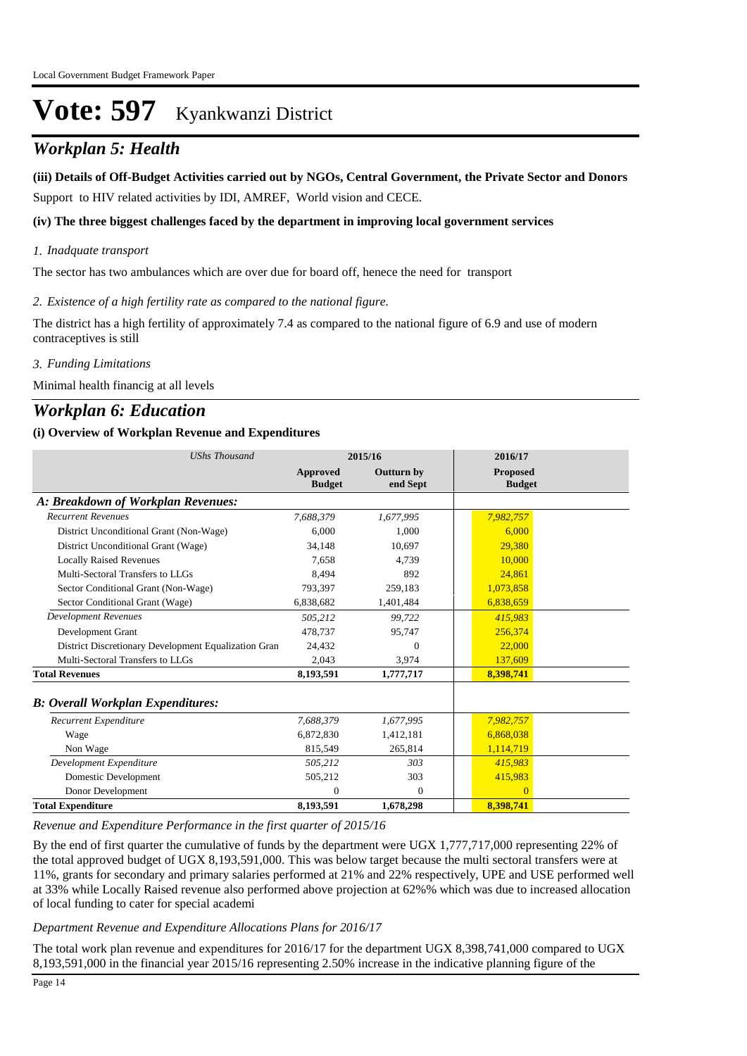# Vote: 597 Kyankwanzi District

## *Workplan 5: Health*

**(iii) Details of Off-Budget Activities carried out by NGOs, Central Government, the Private Sector and Donors**

Support to HIV related activities by IDI, AMREF, World vision and CECE.

**(iv) The three biggest challenges faced by the department in improving local government services**

*1. Inadquate transport*

The sector has two ambulances which are over due for board off, henece the need for transport

*2. Existence of a high fertility rate as compared to the national figure.*

The district has a high fertility of approximately 7.4 as compared to the national figure of 6.9 and use of modern contraceptives is still

*3. Funding Limitations*

Minimal health financig at all levels

## *Workplan 6: Education*

**(i) Overview of Workplan Revenue and Expenditures**

| *UShs Thousand* | 2015/16 | | 2016/17 |
|---|---|---|---|
| | **Approved Budget** | **Outturn by end Sept** | **Proposed Budget** |
| ***A: Breakdown of Workplan Revenues:*** | | | |
| *Recurrent Revenues* | *7,688,379* | *1,677,995* | *7,982,757* |
| District Unconditional Grant (Non-Wage) | 6,000 | 1,000 | 6,000 |
| District Unconditional Grant (Wage) | 34,148 | 10,697 | 29,380 |
| Locally Raised Revenues | 7,658 | 4,739 | 10,000 |
| Multi-Sectoral Transfers to LLGs | 8,494 | 892 | 24,861 |
| Sector Conditional Grant (Non-Wage) | 793,397 | 259,183 | 1,073,858 |
| Sector Conditional Grant (Wage) | 6,838,682 | 1,401,484 | 6,838,659 |
| *Development Revenues* | *505,212* | *99,722* | *415,983* |
| Development Grant | 478,737 | 95,747 | 256,374 |
| District Discretionary Development Equalization Gran | 24,432 | 0 | 22,000 |
| Multi-Sectoral Transfers to LLGs | 2,043 | 3,974 | 137,609 |
| **Total Revenues** | **8,193,591** | **1,777,717** | **8,398,741** |
| ***B: Overall Workplan Expenditures:*** | | | |
| *Recurrent Expenditure* | *7,688,379* | *1,677,995* | *7,982,757* |
| Wage | 6,872,830 | 1,412,181 | 6,868,038 |
| Non Wage | 815,549 | 265,814 | 1,114,719 |
| *Development Expenditure* | *505,212* | *303* | *415,983* |
| Domestic Development | 505,212 | 303 | 415,983 |
| Donor Development | 0 | 0 | 0 |
| **Total Expenditure** | **8,193,591** | **1,678,298** | **8,398,741** |

*Revenue and Expenditure Performance in the first quarter of 2015/16*

By the end of first quarter the cumulative of funds by the department were UGX 1,777,717,000 representing 22% of the total approved budget of UGX 8,193,591,000. This was below target because the multi sectoral transfers were at 11%, grants for secondary and primary salaries performed at 21% and 22% respectively, UPE and USE performed well at 33% while Locally Raised revenue also performed above projection at 62%% which was due to increased allocation of local funding to cater for special academi

*Department Revenue and Expenditure Allocations Plans for 2016/17*

The total work plan revenue and expenditures for 2016/17 for the department UGX 8,398,741,000 compared to UGX 8,193,591,000 in the financial year 2015/16 representing 2.50% increase in the indicative planning figure of the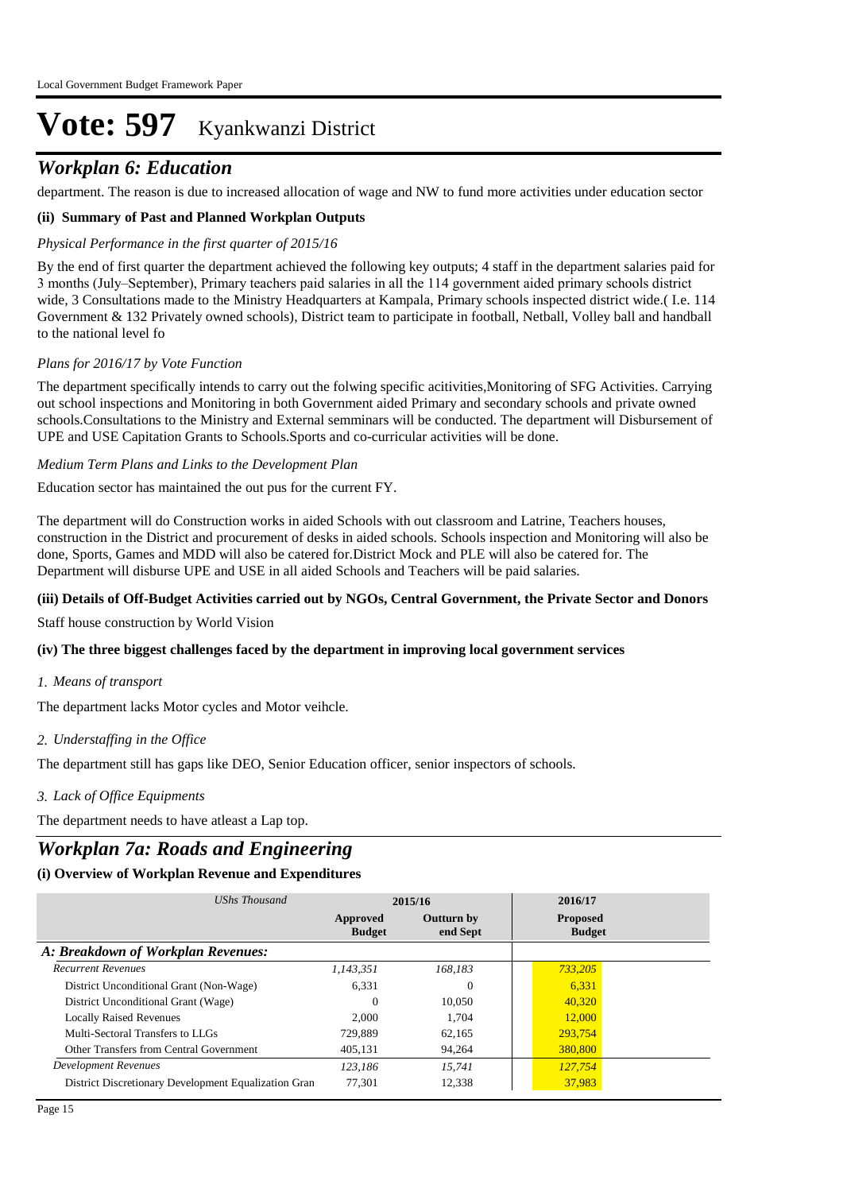# Vote: 597 Kyankwanzi District

## *Workplan 6: Education*

department. The reason is due to increased allocation of wage and NW to fund more activities under education sector

**(ii) Summary of Past and Planned Workplan Outputs**

*Physical Performance in the first quarter of 2015/16*

By the end of first quarter the department achieved the following key outputs; 4 staff in the department salaries paid for 3 months (July–September), Primary teachers paid salaries in all the 114 government aided primary schools district wide, 3 Consultations made to the Ministry Headquarters at Kampala, Primary schools inspected district wide.( I.e. 114 Government & 132 Privately owned schools), District team to participate in football, Netball, Volley ball and handball to the national level fo

*Plans for 2016/17 by Vote Function*

The department specifically intends to carry out the folwing specific acitivities,Monitoring of SFG Activities. Carrying out school inspections and Monitoring in both Government aided Primary and secondary schools and private owned schools.Consultations to the Ministry and External semminars will be conducted. The department will Disbursement of UPE and USE Capitation Grants to Schools.Sports and co-curricular activities will be done.

*Medium Term Plans and Links to the Development Plan*

Education sector has maintained the out pus for the current FY.

The department will do Construction works in aided Schools with out classroom and Latrine, Teachers houses, construction in the District and procurement of desks in aided schools. Schools inspection and Monitoring will also be done, Sports, Games and MDD will also be catered for.District Mock and PLE will also be catered for. The Department will disburse UPE and USE in all aided Schools and Teachers will be paid salaries.

**(iii) Details of Off-Budget Activities carried out by NGOs, Central Government, the Private Sector and Donors**

Staff house construction by World Vision

**(iv) The three biggest challenges faced by the department in improving local government services**

*1. Means of transport*

The department lacks Motor cycles and Motor veihcle.

*2. Understaffing in the Office*

The department still has gaps like DEO, Senior Education officer, senior inspectors of schools.

*3. Lack of Office Equipments*

The department needs to have atleast a Lap top.

## *Workplan 7a: Roads and Engineering*

**(i) Overview of Workplan Revenue and Expenditures**

| *UShs Thousand* | 2015/16 | | 2016/17 |
|---|---|---|---|
| | **Approved Budget** | **Outturn by end Sept** | **Proposed Budget** |
| ***A: Breakdown of Workplan Revenues:*** | | | |
| *Recurrent Revenues* | *1,143,351* | *168,183* | *733,205* |
| District Unconditional Grant (Non-Wage) | 6,331 | 0 | 6,331 |
| District Unconditional Grant (Wage) | 0 | 10,050 | 40,320 |
| Locally Raised Revenues | 2,000 | 1,704 | 12,000 |
| Multi-Sectoral Transfers to LLGs | 729,889 | 62,165 | 293,754 |
| Other Transfers from Central Government | 405,131 | 94,264 | 380,800 |
| *Development Revenues* | *123,186* | *15,741* | *127,754* |
| District Discretionary Development Equalization Gran | 77,301 | 12,338 | 37,983 |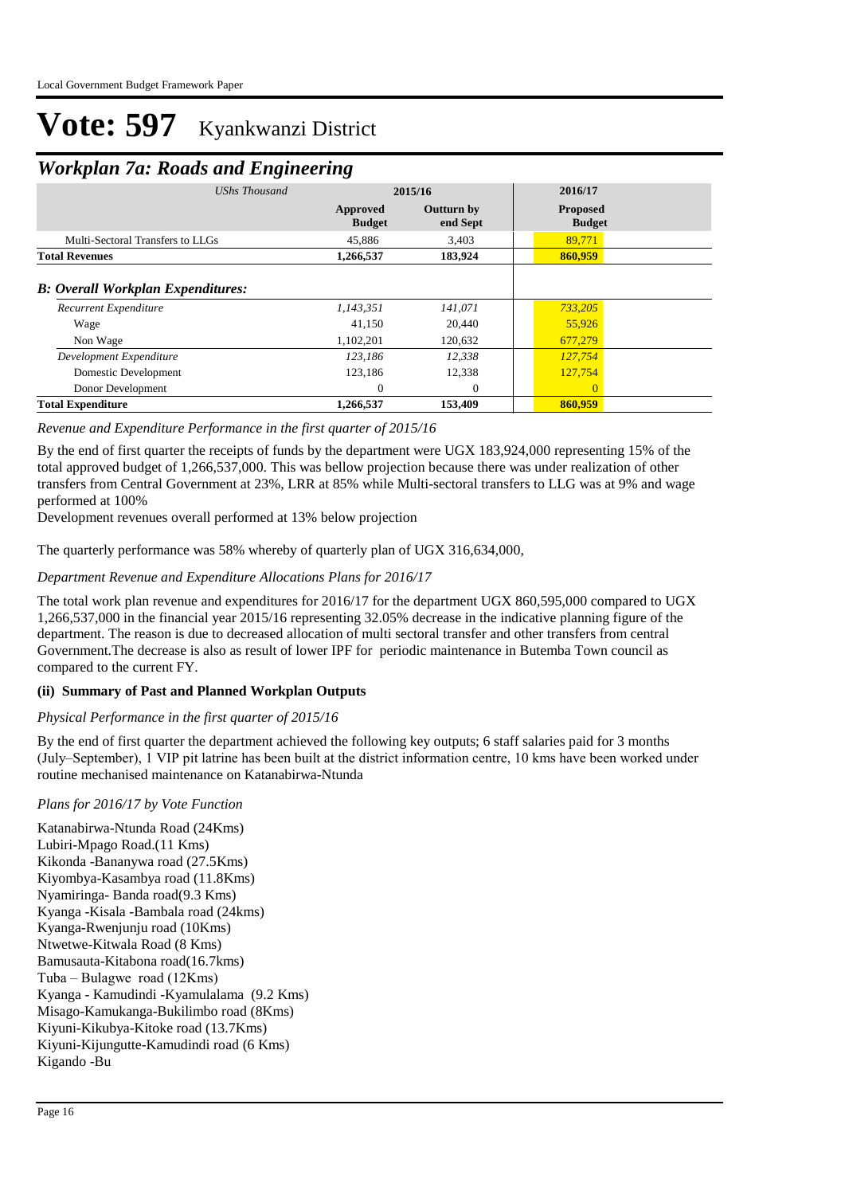# Vote: 597 Kyankwanzi District

## Workplan 7a: Roads and Engineering

| UShs Thousand | 2015/16 | | 2016/17 |
|---|---|---|---|
| | Approved Budget | Outturn by end Sept | Proposed Budget |
| Multi-Sectoral Transfers to LLGs | 45,886 | 3,403 | 89,771 |
| **Total Revenues** | **1,266,537** | **183,924** | **860,959** |
| ***B: Overall Workplan Expenditures:*** | | | |
| *Recurrent Expenditure* | *1,143,351* | *141,071* | *733,205* |
| Wage | 41,150 | 20,440 | 55,926 |
| Non Wage | 1,102,201 | 120,632 | 677,279 |
| *Development Expenditure* | *123,186* | *12,338* | *127,754* |
| Domestic Development | 123,186 | 12,338 | 127,754 |
| Donor Development | 0 | 0 | 0 |
| **Total Expenditure** | **1,266,537** | **153,409** | **860,959** |

*Revenue and Expenditure Performance in the first quarter of 2015/16*

By the end of first quarter the receipts of funds by the department were UGX 183,924,000 representing 15% of the total approved budget of 1,266,537,000. This was bellow projection because there was under realization of other transfers from Central Government at 23%, LRR at 85% while Multi-sectoral transfers to LLG was at 9% and wage performed at 100%

Development revenues overall performed at 13% below projection

The quarterly performance was 58% whereby of quarterly plan of UGX 316,634,000,

*Department Revenue and Expenditure Allocations Plans for 2016/17*

The total work plan revenue and expenditures for 2016/17 for the department UGX 860,595,000 compared to UGX 1,266,537,000 in the financial year 2015/16 representing 32.05% decrease in the indicative planning figure of the department. The reason is due to decreased allocation of multi sectoral transfer and other transfers from central Government.The decrease is also as result of lower IPF for periodic maintenance in Butemba Town council as compared to the current FY.

### (ii) Summary of Past and Planned Workplan Outputs

*Physical Performance in the first quarter of 2015/16*

By the end of first quarter the department achieved the following key outputs; 6 staff salaries paid for 3 months (July–September), 1 VIP pit latrine has been built at the district information centre, 10 kms have been worked under routine mechanised maintenance on Katanabirwa-Ntunda

*Plans for 2016/17 by Vote Function*

Katanabirwa-Ntunda Road (24Kms)
Lubiri-Mpago Road.(11 Kms)
Kikonda -Bananywa road (27.5Kms)
Kiyombya-Kasambya road (11.8Kms)
Nyamiringa- Banda road(9.3 Kms)
Kyanga -Kisala -Bambala road (24kms)
Kyanga-Rwenjunju road (10Kms)
Ntwetwe-Kitwala Road (8 Kms)
Bamusauta-Kitabona road(16.7kms)
Tuba – Bulagwe road (12Kms)
Kyanga - Kamudindi -Kyamulalama (9.2 Kms)
Misago-Kamukanga-Bukilimbo road (8Kms)
Kiyuni-Kikubya-Kitoke road (13.7Kms)
Kiyuni-Kijungutte-Kamudindi road (6 Kms)
Kigando -Bu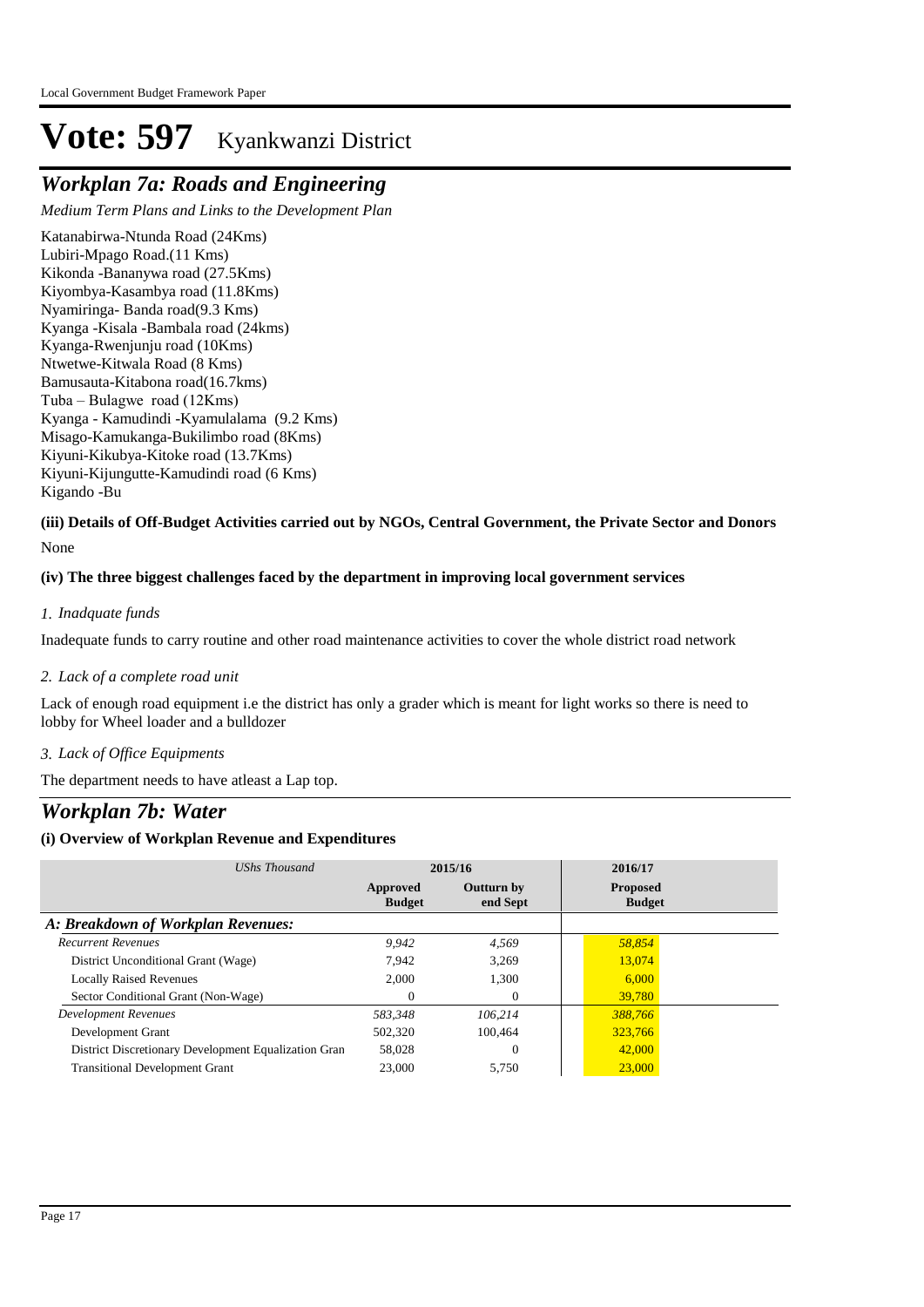# Vote: 597 Kyankwanzi District

## *Workplan 7a: Roads and Engineering*

*Medium Term Plans and Links to the Development Plan*

Katanabirwa-Ntunda Road (24Kms)
Lubiri-Mpago Road.(11 Kms)
Kikonda -Bananywa road (27.5Kms)
Kiyombya-Kasambya road (11.8Kms)
Nyamiringa- Banda road(9.3 Kms)
Kyanga -Kisala -Bambala road (24kms)
Kyanga-Rwenjunju road (10Kms)
Ntwetwe-Kitwala Road (8 Kms)
Bamusauta-Kitabona road(16.7kms)
Tuba – Bulagwe road (12Kms)
Kyanga - Kamudindi -Kyamulalama (9.2 Kms)
Misago-Kamukanga-Bukilimbo road (8Kms)
Kiyuni-Kikubya-Kitoke road (13.7Kms)
Kiyuni-Kijungutte-Kamudindi road (6 Kms)
Kigando -Bu

**(iii) Details of Off-Budget Activities carried out by NGOs, Central Government, the Private Sector and Donors**

None

**(iv) The three biggest challenges faced by the department in improving local government services**

*1. Inadquate funds*

Inadequate funds to carry routine and other road maintenance activities to cover the whole district road network

*2. Lack of a complete road unit*

Lack of enough road equipment i.e the district has only a grader which is meant for light works so there is need to lobby for Wheel loader and a bulldozer

*3. Lack of Office Equipments*

The department needs to have atleast a Lap top.

## *Workplan 7b: Water*

**(i) Overview of Workplan Revenue and Expenditures**

| *UShs Thousand* | 2015/16 | | 2016/17 |
|---|---|---|---|
| | **Approved Budget** | **Outturn by end Sept** | **Proposed Budget** |
| ***A: Breakdown of Workplan Revenues:*** | | | |
| *Recurrent Revenues* | *9,942* | *4,569* | *58,854* |
| District Unconditional Grant (Wage) | 7,942 | 3,269 | 13,074 |
| Locally Raised Revenues | 2,000 | 1,300 | 6,000 |
| Sector Conditional Grant (Non-Wage) | 0 | 0 | 39,780 |
| *Development Revenues* | *583,348* | *106,214* | *388,766* |
| Development Grant | 502,320 | 100,464 | 323,766 |
| District Discretionary Development Equalization Gran | 58,028 | 0 | 42,000 |
| Transitional Development Grant | 23,000 | 5,750 | 23,000 |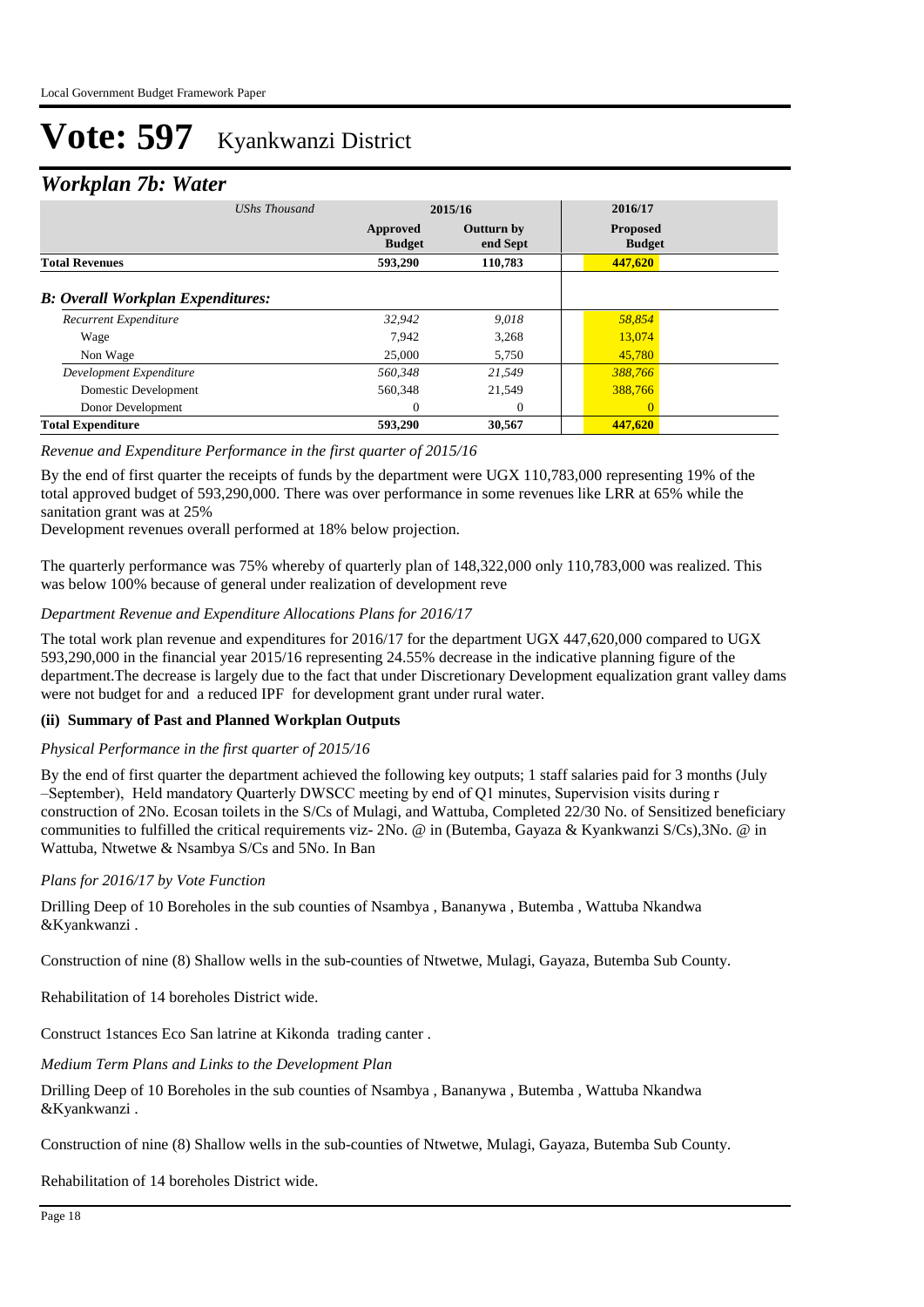# Vote: 597 Kyankwanzi District

## Workplan 7b: Water

| UShs Thousand | 2015/16 Approved Budget | 2015/16 Outturn by end Sept | 2016/17 Proposed Budget |
|---|---|---|---|
| **Total Revenues** | **593,290** | **110,783** | **447,620** |
| ***B: Overall Workplan Expenditures:*** | | | |
| *Recurrent Expenditure* | *32,942* | *9,018* | *58,854* |
| Wage | 7,942 | 3,268 | 13,074 |
| Non Wage | 25,000 | 5,750 | 45,780 |
| *Development Expenditure* | *560,348* | *21,549* | *388,766* |
| Domestic Development | 560,348 | 21,549 | 388,766 |
| Donor Development | 0 | 0 | 0 |
| **Total Expenditure** | **593,290** | **30,567** | **447,620** |

*Revenue and Expenditure Performance in the first quarter of 2015/16*

By the end of first quarter the receipts of funds by the department were UGX 110,783,000 representing 19% of the total approved budget of 593,290,000. There was over performance in some revenues like LRR at 65% while the sanitation grant was at 25%
Development revenues overall performed at 18% below projection.

The quarterly performance was 75% whereby of quarterly plan of 148,322,000 only 110,783,000 was realized. This was below 100% because of general under realization of development reve

*Department Revenue and Expenditure Allocations Plans for 2016/17*

The total work plan revenue and expenditures for 2016/17 for the department UGX 447,620,000 compared to UGX 593,290,000 in the financial year 2015/16 representing 24.55% decrease in the indicative planning figure of the department.The decrease is largely due to the fact that under Discretionary Development equalization grant valley dams were not budget for and a reduced IPF for development grant under rural water.

**(ii) Summary of Past and Planned Workplan Outputs**

*Physical Performance in the first quarter of 2015/16*

By the end of first quarter the department achieved the following key outputs; 1 staff salaries paid for 3 months (July –September), Held mandatory Quarterly DWSCC meeting by end of Q1 minutes, Supervision visits during r construction of 2No. Ecosan toilets in the S/Cs of Mulagi, and Wattuba, Completed 22/30 No. of Sensitized beneficiary communities to fulfilled the critical requirements viz- 2No. @ in (Butemba, Gayaza & Kyankwanzi S/Cs),3No. @ in Wattuba, Ntwetwe & Nsambya S/Cs and 5No. In Ban

*Plans for 2016/17 by Vote Function*

Drilling Deep of 10 Boreholes in the sub counties of Nsambya , Bananywa , Butemba , Wattuba Nkandwa &Kyankwanzi .

Construction of nine (8) Shallow wells in the sub-counties of Ntwetwe, Mulagi, Gayaza, Butemba Sub County.

Rehabilitation of 14 boreholes District wide.

Construct 1stances Eco San latrine at Kikonda trading canter .

*Medium Term Plans and Links to the Development Plan*

Drilling Deep of 10 Boreholes in the sub counties of Nsambya , Bananywa , Butemba , Wattuba Nkandwa &Kyankwanzi .

Construction of nine (8) Shallow wells in the sub-counties of Ntwetwe, Mulagi, Gayaza, Butemba Sub County.

Rehabilitation of 14 boreholes District wide.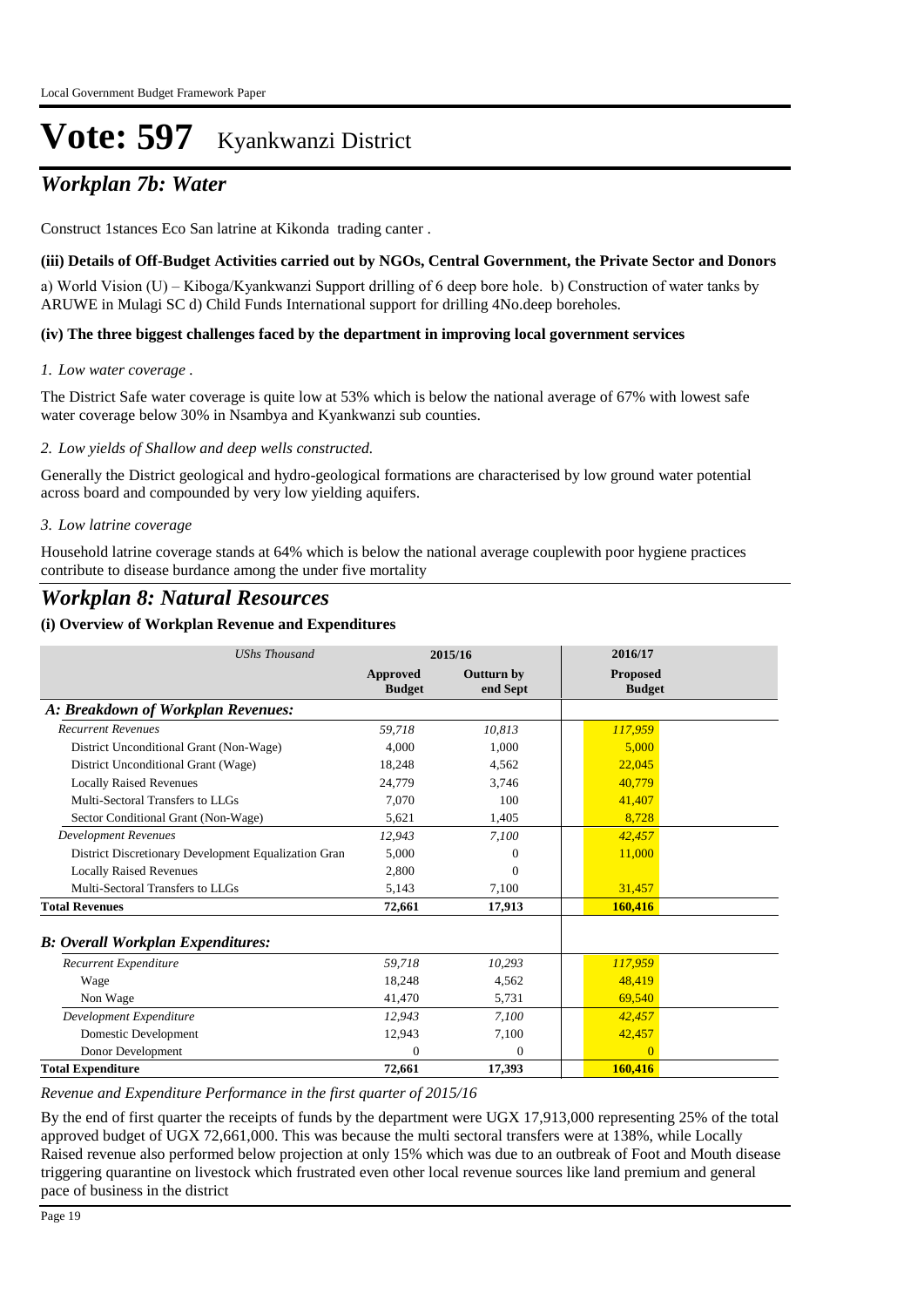# Vote: 597 Kyankwanzi District

## *Workplan 7b: Water*

Construct 1stances Eco San latrine at Kikonda trading canter .

**(iii) Details of Off-Budget Activities carried out by NGOs, Central Government, the Private Sector and Donors**

a) World Vision (U) – Kiboga/Kyankwanzi Support drilling of 6 deep bore hole. b) Construction of water tanks by ARUWE in Mulagi SC d) Child Funds International support for drilling 4No.deep boreholes.

**(iv) The three biggest challenges faced by the department in improving local government services**

*1. Low water coverage .*

The District Safe water coverage is quite low at 53% which is below the national average of 67% with lowest safe water coverage below 30% in Nsambya and Kyankwanzi sub counties.

*2. Low yields of Shallow and deep wells constructed.*

Generally the District geological and hydro-geological formations are characterised by low ground water potential across board and compounded by very low yielding aquifers.

*3. Low latrine coverage*

Household latrine coverage stands at 64% which is below the national average couplewith poor hygiene practices contribute to disease burdance among the under five mortality

## *Workplan 8: Natural Resources*

**(i) Overview of Workplan Revenue and Expenditures**

| *UShs Thousand* | 2015/16 | | 2016/17 |
|---|---|---|---|
| | **Approved Budget** | **Outturn by end Sept** | **Proposed Budget** |
| ***A: Breakdown of Workplan Revenues:*** | | | |
| *Recurrent Revenues* | *59,718* | *10,813* | *117,959* |
| District Unconditional Grant (Non-Wage) | 4,000 | 1,000 | 5,000 |
| District Unconditional Grant (Wage) | 18,248 | 4,562 | 22,045 |
| Locally Raised Revenues | 24,779 | 3,746 | 40,779 |
| Multi-Sectoral Transfers to LLGs | 7,070 | 100 | 41,407 |
| Sector Conditional Grant (Non-Wage) | 5,621 | 1,405 | 8,728 |
| *Development Revenues* | *12,943* | *7,100* | *42,457* |
| District Discretionary Development Equalization Gran | 5,000 | 0 | 11,000 |
| Locally Raised Revenues | 2,800 | 0 | |
| Multi-Sectoral Transfers to LLGs | 5,143 | 7,100 | 31,457 |
| **Total Revenues** | **72,661** | **17,913** | **160,416** |
| ***B: Overall Workplan Expenditures:*** | | | |
| *Recurrent Expenditure* | *59,718* | *10,293* | *117,959* |
| Wage | 18,248 | 4,562 | 48,419 |
| Non Wage | 41,470 | 5,731 | 69,540 |
| *Development Expenditure* | *12,943* | *7,100* | *42,457* |
| Domestic Development | 12,943 | 7,100 | 42,457 |
| Donor Development | 0 | 0 | 0 |
| **Total Expenditure** | **72,661** | **17,393** | **160,416** |

*Revenue and Expenditure Performance in the first quarter of 2015/16*

By the end of first quarter the receipts of funds by the department were UGX 17,913,000 representing 25% of the total approved budget of UGX 72,661,000. This was because the multi sectoral transfers were at 138%, while Locally Raised revenue also performed below projection at only 15% which was due to an outbreak of Foot and Mouth disease triggering quarantine on livestock which frustrated even other local revenue sources like land premium and general pace of business in the district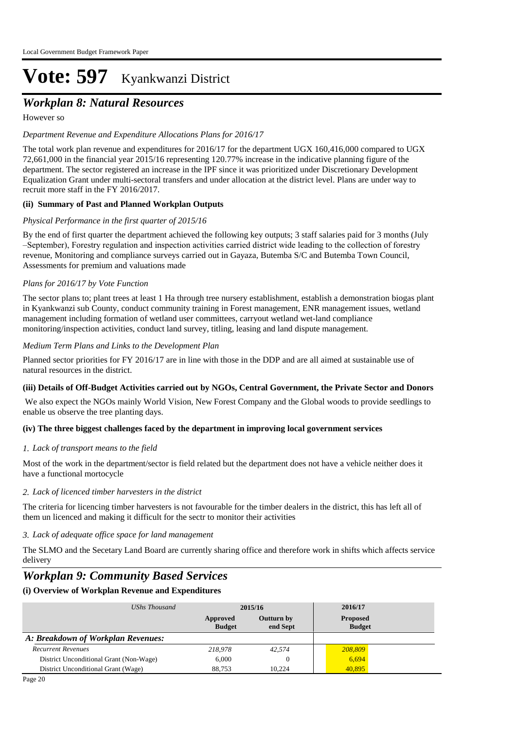# Vote: 597 Kyankwanzi District

## *Workplan 8: Natural Resources*

However so

*Department Revenue and Expenditure Allocations Plans for 2016/17*

The total work plan revenue and expenditures for 2016/17 for the department UGX 160,416,000 compared to UGX 72,661,000 in the financial year 2015/16 representing 120.77% increase in the indicative planning figure of the department. The sector registered an increase in the IPF since it was prioritized under Discretionary Development Equalization Grant under multi-sectoral transfers and under allocation at the district level. Plans are under way to recruit more staff in the FY 2016/2017.

**(ii) Summary of Past and Planned Workplan Outputs**

*Physical Performance in the first quarter of 2015/16*

By the end of first quarter the department achieved the following key outputs; 3 staff salaries paid for 3 months (July –September), Forestry regulation and inspection activities carried district wide leading to the collection of forestry revenue, Monitoring and compliance surveys carried out in Gayaza, Butemba S/C and Butemba Town Council, Assessments for premium and valuations made

*Plans for 2016/17 by Vote Function*

The sector plans to; plant trees at least 1 Ha through tree nursery establishment, establish a demonstration biogas plant in Kyankwanzi sub County, conduct community training in Forest management, ENR management issues, wetland management including formation of wetland user committees, carryout wetland wet-land compliance monitoring/inspection activities, conduct land survey, titling, leasing and land dispute management.

*Medium Term Plans and Links to the Development Plan*

Planned sector priorities for FY 2016/17 are in line with those in the DDP and are all aimed at sustainable use of natural resources in the district.

**(iii) Details of Off-Budget Activities carried out by NGOs, Central Government, the Private Sector and Donors**

We also expect the NGOs mainly World Vision, New Forest Company and the Global woods to provide seedlings to enable us observe the tree planting days.

**(iv) The three biggest challenges faced by the department in improving local government services**

*1. Lack of transport means to the field*

Most of the work in the department/sector is field related but the department does not have a vehicle neither does it have a functional mortocycle

*2. Lack of licenced timber harvesters in the district*

The criteria for licencing timber harvesters is not favourable for the timber dealers in the district, this has left all of them un licenced and making it difficult for the sectr to monitor their activities

*3. Lack of adequate office space for land management*

The SLMO and the Secetary Land Board are currently sharing office and therefore work in shifts which affects service delivery

## *Workplan 9: Community Based Services*

**(i) Overview of Workplan Revenue and Expenditures**

| *UShs Thousand* | 2015/16 | | 2016/17 |
|---|---|---|---|
| | Approved Budget | Outturn by end Sept | Proposed Budget |
| ***A: Breakdown of Workplan Revenues:*** | | | |
| *Recurrent Revenues* | *218,978* | *42,574* | *208,809* |
| District Unconditional Grant (Non-Wage) | 6,000 | 0 | 6,694 |
| District Unconditional Grant (Wage) | 88,753 | 10,224 | 40,895 |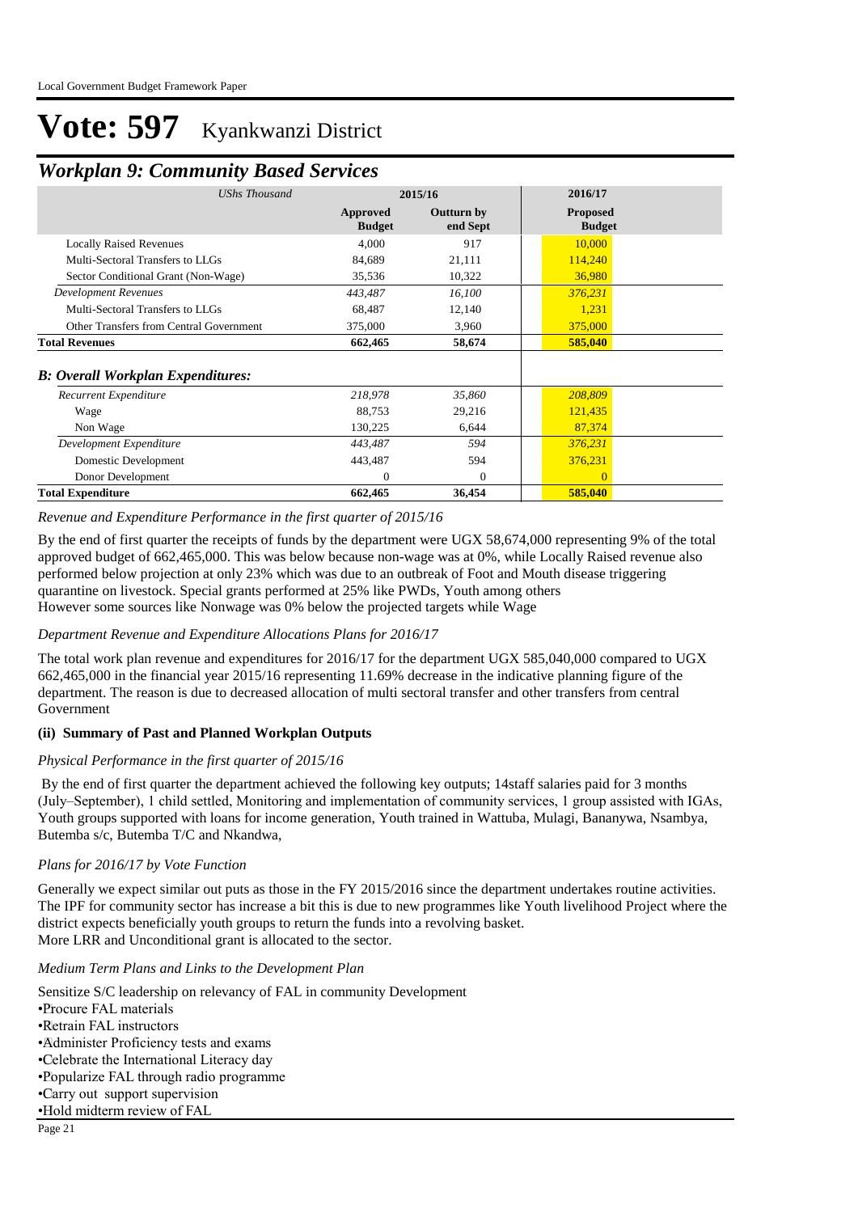# Vote: 597 Kyankwanzi District

## *Workplan 9: Community Based Services*

| *UShs Thousand* | 2015/16 | | 2016/17 |
|---|---|---|---|
| | **Approved Budget** | **Outturn by end Sept** | **Proposed Budget** |
| Locally Raised Revenues | 4,000 | 917 | 10,000 |
| Multi-Sectoral Transfers to LLGs | 84,689 | 21,111 | 114,240 |
| Sector Conditional Grant (Non-Wage) | 35,536 | 10,322 | 36,980 |
| *Development Revenues* | *443,487* | *16,100* | *376,231* |
| Multi-Sectoral Transfers to LLGs | 68,487 | 12,140 | 1,231 |
| Other Transfers from Central Government | 375,000 | 3,960 | 375,000 |
| **Total Revenues** | **662,465** | **58,674** | **585,040** |
| ***B: Overall Workplan Expenditures:*** | | | |
| *Recurrent Expenditure* | *218,978* | *35,860* | *208,809* |
| Wage | 88,753 | 29,216 | 121,435 |
| Non Wage | 130,225 | 6,644 | 87,374 |
| *Development Expenditure* | *443,487* | *594* | *376,231* |
| Domestic Development | 443,487 | 594 | 376,231 |
| Donor Development | 0 | 0 | 0 |
| **Total Expenditure** | **662,465** | **36,454** | **585,040** |

*Revenue and Expenditure Performance in the first quarter of 2015/16*

By the end of first quarter the receipts of funds by the department were UGX 58,674,000 representing 9% of the total approved budget of 662,465,000. This was below because non-wage was at 0%, while Locally Raised revenue also performed below projection at only 23% which was due to an outbreak of Foot and Mouth disease triggering quarantine on livestock. Special grants performed at 25% like PWDs, Youth among others
However some sources like Nonwage was 0% below the projected targets while Wage

*Department Revenue and Expenditure Allocations Plans for 2016/17*

The total work plan revenue and expenditures for 2016/17 for the department UGX 585,040,000 compared to UGX 662,465,000 in the financial year 2015/16 representing 11.69% decrease in the indicative planning figure of the department. The reason is due to decreased allocation of multi sectoral transfer and other transfers from central Government

### (ii) Summary of Past and Planned Workplan Outputs

*Physical Performance in the first quarter of 2015/16*

By the end of first quarter the department achieved the following key outputs; 14staff salaries paid for 3 months (July–September), 1 child settled, Monitoring and implementation of community services, 1 group assisted with IGAs, Youth groups supported with loans for income generation, Youth trained in Wattuba, Mulagi, Bananywa, Nsambya, Butemba s/c, Butemba T/C and Nkandwa,

*Plans for 2016/17 by Vote Function*

Generally we expect similar out puts as those in the FY 2015/2016 since the department undertakes routine activities. The IPF for community sector has increase a bit this is due to new programmes like Youth livelihood Project where the district expects beneficially youth groups to return the funds into a revolving basket.
More LRR and Unconditional grant is allocated to the sector.

*Medium Term Plans and Links to the Development Plan*

Sensitize S/C leadership on relevancy of FAL in community Development
•Procure FAL materials
•Retrain FAL instructors
•Administer Proficiency tests and exams
•Celebrate the International Literacy day
•Popularize FAL through radio programme
•Carry out support supervision
•Hold midterm review of FAL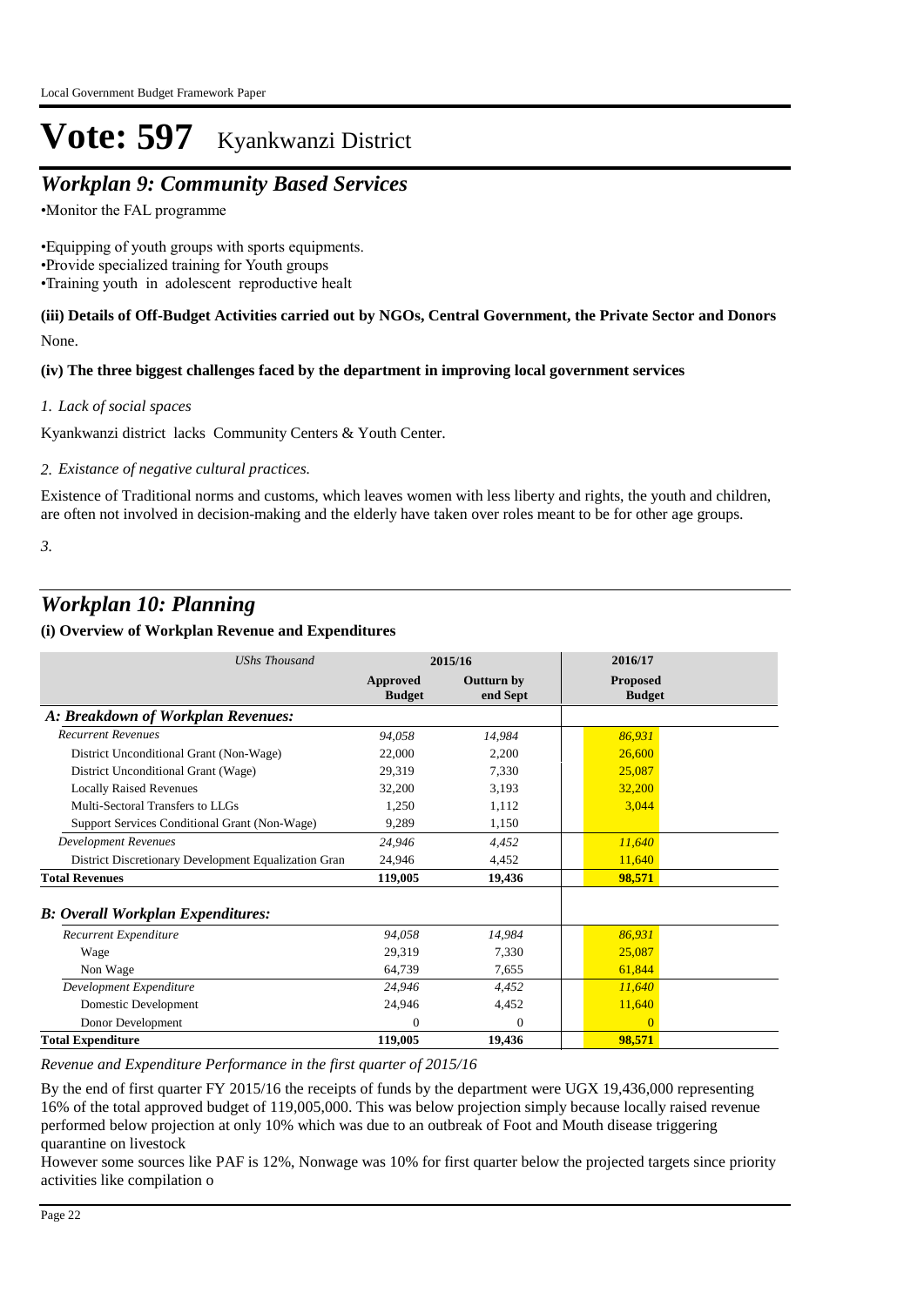# Vote: 597 Kyankwanzi District

## *Workplan 9: Community Based Services*

•Monitor the FAL programme

•Equipping of youth groups with sports equipments.
•Provide specialized training for Youth groups
•Training youth in adolescent reproductive healt

**(iii) Details of Off-Budget Activities carried out by NGOs, Central Government, the Private Sector and Donors**

None.

**(iv) The three biggest challenges faced by the department in improving local government services**

*1. Lack of social spaces*

Kyankwanzi district lacks Community Centers & Youth Center.

*2. Existance of negative cultural practices.*

Existence of Traditional norms and customs, which leaves women with less liberty and rights, the youth and children, are often not involved in decision-making and the elderly have taken over roles meant to be for other age groups.

*3.*

## *Workplan 10: Planning*

**(i) Overview of Workplan Revenue and Expenditures**

| *UShs Thousand* | 2015/16 | | 2016/17 |
|---|---|---|---|
| | **Approved Budget** | **Outturn by end Sept** | **Proposed Budget** |
| ***A: Breakdown of Workplan Revenues:*** | | | |
| *Recurrent Revenues* | *94,058* | *14,984* | *86,931* |
| District Unconditional Grant (Non-Wage) | 22,000 | 2,200 | 26,600 |
| District Unconditional Grant (Wage) | 29,319 | 7,330 | 25,087 |
| Locally Raised Revenues | 32,200 | 3,193 | 32,200 |
| Multi-Sectoral Transfers to LLGs | 1,250 | 1,112 | 3,044 |
| Support Services Conditional Grant (Non-Wage) | 9,289 | 1,150 | |
| *Development Revenues* | *24,946* | *4,452* | *11,640* |
| District Discretionary Development Equalization Gran | 24,946 | 4,452 | 11,640 |
| **Total Revenues** | **119,005** | **19,436** | **98,571** |
| ***B: Overall Workplan Expenditures:*** | | | |
| *Recurrent Expenditure* | *94,058* | *14,984* | *86,931* |
| Wage | 29,319 | 7,330 | 25,087 |
| Non Wage | 64,739 | 7,655 | 61,844 |
| *Development Expenditure* | *24,946* | *4,452* | *11,640* |
| Domestic Development | 24,946 | 4,452 | 11,640 |
| Donor Development | 0 | 0 | 0 |
| **Total Expenditure** | **119,005** | **19,436** | **98,571** |

*Revenue and Expenditure Performance in the first quarter of 2015/16*

By the end of first quarter FY 2015/16 the receipts of funds by the department were UGX 19,436,000 representing 16% of the total approved budget of 119,005,000. This was below projection simply because locally raised revenue performed below projection at only 10% which was due to an outbreak of Foot and Mouth disease triggering quarantine on livestock
However some sources like PAF is 12%, Nonwage was 10% for first quarter below the projected targets since priority activities like compilation o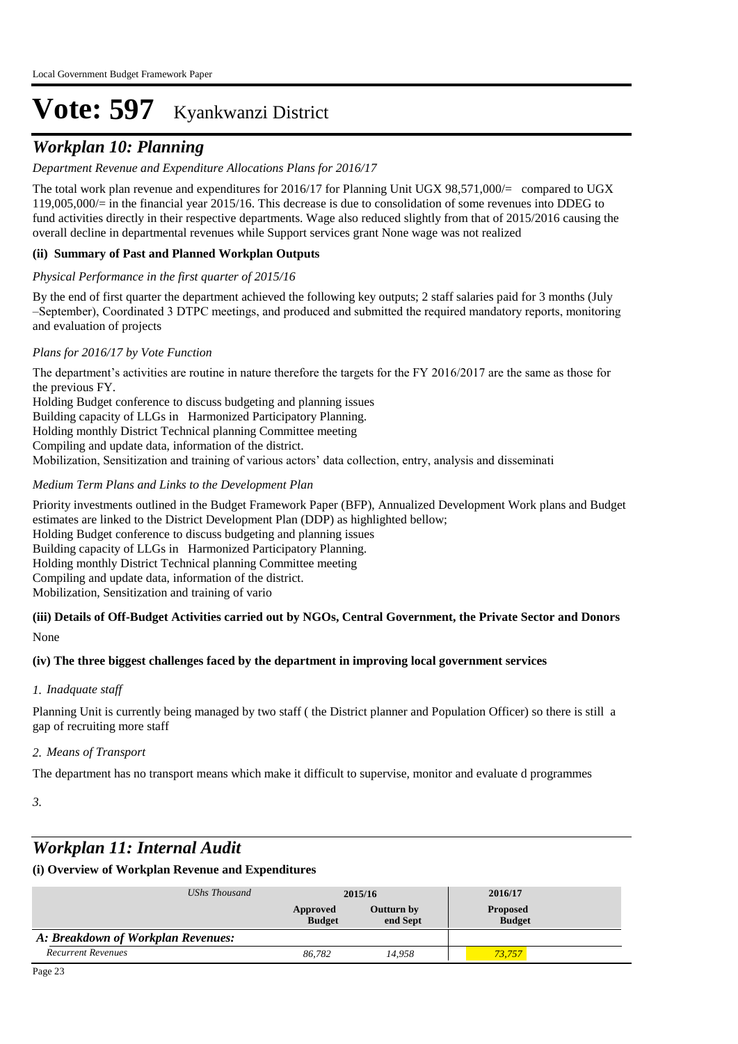# Vote: 597 Kyankwanzi District

## *Workplan 10: Planning*

*Department Revenue and Expenditure Allocations Plans for 2016/17*

The total work plan revenue and expenditures for 2016/17 for Planning Unit UGX 98,571,000/= compared to UGX 119,005,000/= in the financial year 2015/16. This decrease is due to consolidation of some revenues into DDEG to fund activities directly in their respective departments. Wage also reduced slightly from that of 2015/2016 causing the overall decline in departmental revenues while Support services grant None wage was not realized

**(ii) Summary of Past and Planned Workplan Outputs**

*Physical Performance in the first quarter of 2015/16*

By the end of first quarter the department achieved the following key outputs; 2 staff salaries paid for 3 months (July –September), Coordinated 3 DTPC meetings, and produced and submitted the required mandatory reports, monitoring and evaluation of projects

*Plans for 2016/17 by Vote Function*

The department's activities are routine in nature therefore the targets for the FY 2016/2017 are the same as those for the previous FY.
Holding Budget conference to discuss budgeting and planning issues
Building capacity of LLGs in Harmonized Participatory Planning.
Holding monthly District Technical planning Committee meeting
Compiling and update data, information of the district.
Mobilization, Sensitization and training of various actors' data collection, entry, analysis and disseminati

*Medium Term Plans and Links to the Development Plan*

Priority investments outlined in the Budget Framework Paper (BFP), Annualized Development Work plans and Budget estimates are linked to the District Development Plan (DDP) as highlighted bellow;
Holding Budget conference to discuss budgeting and planning issues
Building capacity of LLGs in Harmonized Participatory Planning.
Holding monthly District Technical planning Committee meeting
Compiling and update data, information of the district.
Mobilization, Sensitization and training of vario

**(iii) Details of Off-Budget Activities carried out by NGOs, Central Government, the Private Sector and Donors**

None

**(iv) The three biggest challenges faced by the department in improving local government services**

*1. Inadquate staff*

Planning Unit is currently being managed by two staff ( the District planner and Population Officer) so there is still a gap of recruiting more staff

*2. Means of Transport*

The department has no transport means which make it difficult to supervise, monitor and evaluate d programmes

*3.*

## *Workplan 11: Internal Audit*

**(i) Overview of Workplan Revenue and Expenditures**

| *UShs Thousand* | 2015/16 | | 2016/17 |
|---|---|---|---|
| | **Approved Budget** | **Outturn by end Sept** | **Proposed Budget** |
| ***A: Breakdown of Workplan Revenues:*** | | | |
| *Recurrent Revenues* | *86,782* | *14,958* | *73,757* |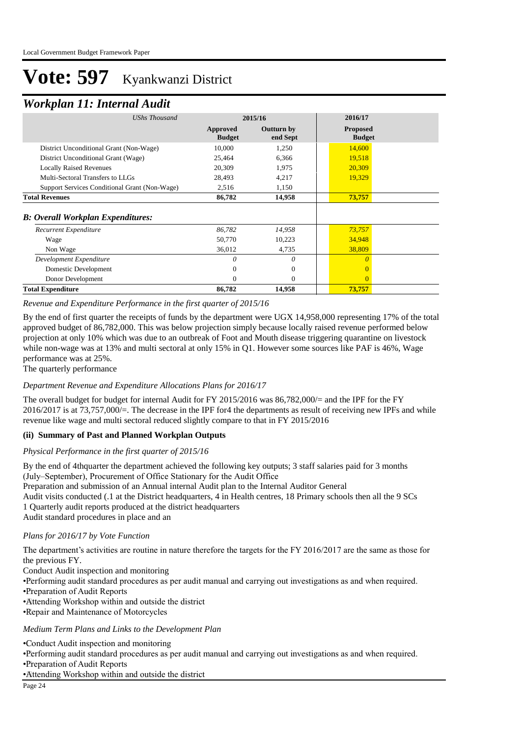# Vote: 597 Kyankwanzi District

## *Workplan 11: Internal Audit*

| *UShs Thousand* | 2015/16 | | 2016/17 |
|---|---|---|---|
| | **Approved Budget** | **Outturn by end Sept** | **Proposed Budget** |
| District Unconditional Grant (Non-Wage) | 10,000 | 1,250 | 14,600 |
| District Unconditional Grant (Wage) | 25,464 | 6,366 | 19,518 |
| Locally Raised Revenues | 20,309 | 1,975 | 20,309 |
| Multi-Sectoral Transfers to LLGs | 28,493 | 4,217 | 19,329 |
| Support Services Conditional Grant (Non-Wage) | 2,516 | 1,150 | |
| **Total Revenues** | **86,782** | **14,958** | **73,757** |
| ***B: Overall Workplan Expenditures:*** | | | |
| *Recurrent Expenditure* | *86,782* | *14,958* | *73,757* |
| Wage | 50,770 | 10,223 | 34,948 |
| Non Wage | 36,012 | 4,735 | 38,809 |
| *Development Expenditure* | *0* | *0* | *0* |
| Domestic Development | 0 | 0 | 0 |
| Donor Development | 0 | 0 | 0 |
| **Total Expenditure** | **86,782** | **14,958** | **73,757** |

*Revenue and Expenditure Performance in the first quarter of 2015/16*

By the end of first quarter the receipts of funds by the department were UGX 14,958,000 representing 17% of the total approved budget of 86,782,000. This was below projection simply because locally raised revenue performed below projection at only 10% which was due to an outbreak of Foot and Mouth disease triggering quarantine on livestock while non-wage was at 13% and multi sectoral at only 15% in Q1. However some sources like PAF is 46%, Wage performance was at 25%.
The quarterly performance

*Department Revenue and Expenditure Allocations Plans for 2016/17*

The overall budget for budget for internal Audit for FY 2015/2016 was 86,782,000/= and the IPF for the FY 2016/2017 is at 73,757,000/=. The decrease in the IPF for4 the departments as result of receiving new IPFs and while revenue like wage and multi sectoral reduced slightly compare to that in FY 2015/2016

### (ii) Summary of Past and Planned Workplan Outputs

*Physical Performance in the first quarter of 2015/16*

By the end of 4thquarter the department achieved the following key outputs; 3 staff salaries paid for 3 months (July–September), Procurement of Office Stationary for the Audit Office
Preparation and submission of an Annual internal Audit plan to the Internal Auditor General
Audit visits conducted (.1 at the District headquarters, 4 in Health centres, 18 Primary schools then all the 9 SCs
1 Quarterly audit reports produced at the district headquarters
Audit standard procedures in place and an

*Plans for 2016/17 by Vote Function*

The department's activities are routine in nature therefore the targets for the FY 2016/2017 are the same as those for the previous FY.
Conduct Audit inspection and monitoring
•Performing audit standard procedures as per audit manual and carrying out investigations as and when required.
•Preparation of Audit Reports
•Attending Workshop within and outside the district
•Repair and Maintenance of Motorcycles

*Medium Term Plans and Links to the Development Plan*

•Conduct Audit inspection and monitoring
•Performing audit standard procedures as per audit manual and carrying out investigations as and when required.
•Preparation of Audit Reports
•Attending Workshop within and outside the district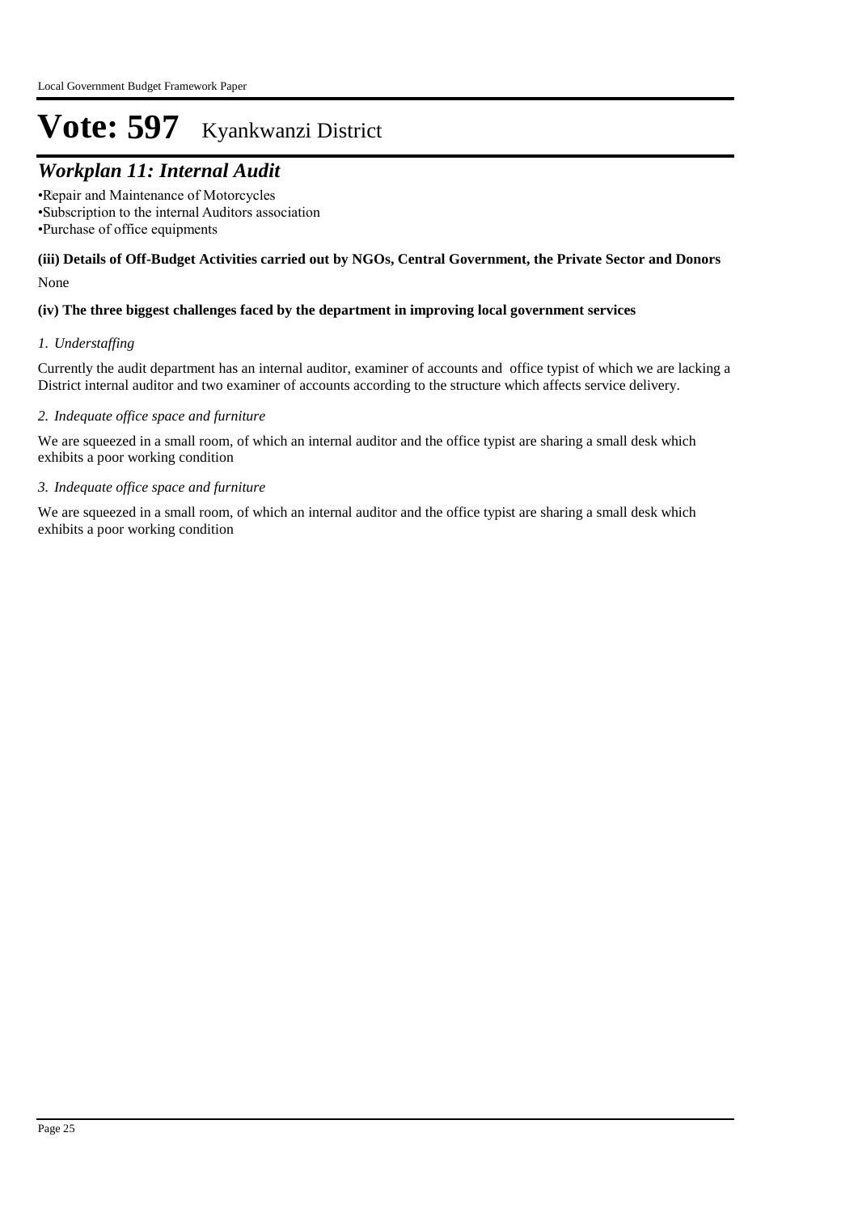# Vote: 597 Kyankwanzi District

## *Workplan 11: Internal Audit*

•Repair and Maintenance of Motorcycles
•Subscription to the internal Auditors association
•Purchase of office equipments

**(iii) Details of Off-Budget Activities carried out by NGOs, Central Government, the Private Sector and Donors**

None

**(iv) The three biggest challenges faced by the department in improving local government services**

*1. Understaffing*

Currently the audit department has an internal auditor, examiner of accounts and office typist of which we are lacking a District internal auditor and two examiner of accounts according to the structure which affects service delivery.

*2. Indequate office space and furniture*

We are squeezed in a small room, of which an internal auditor and the office typist are sharing a small desk which exhibits a poor working condition

*3. Indequate office space and furniture*

We are squeezed in a small room, of which an internal auditor and the office typist are sharing a small desk which exhibits a poor working condition